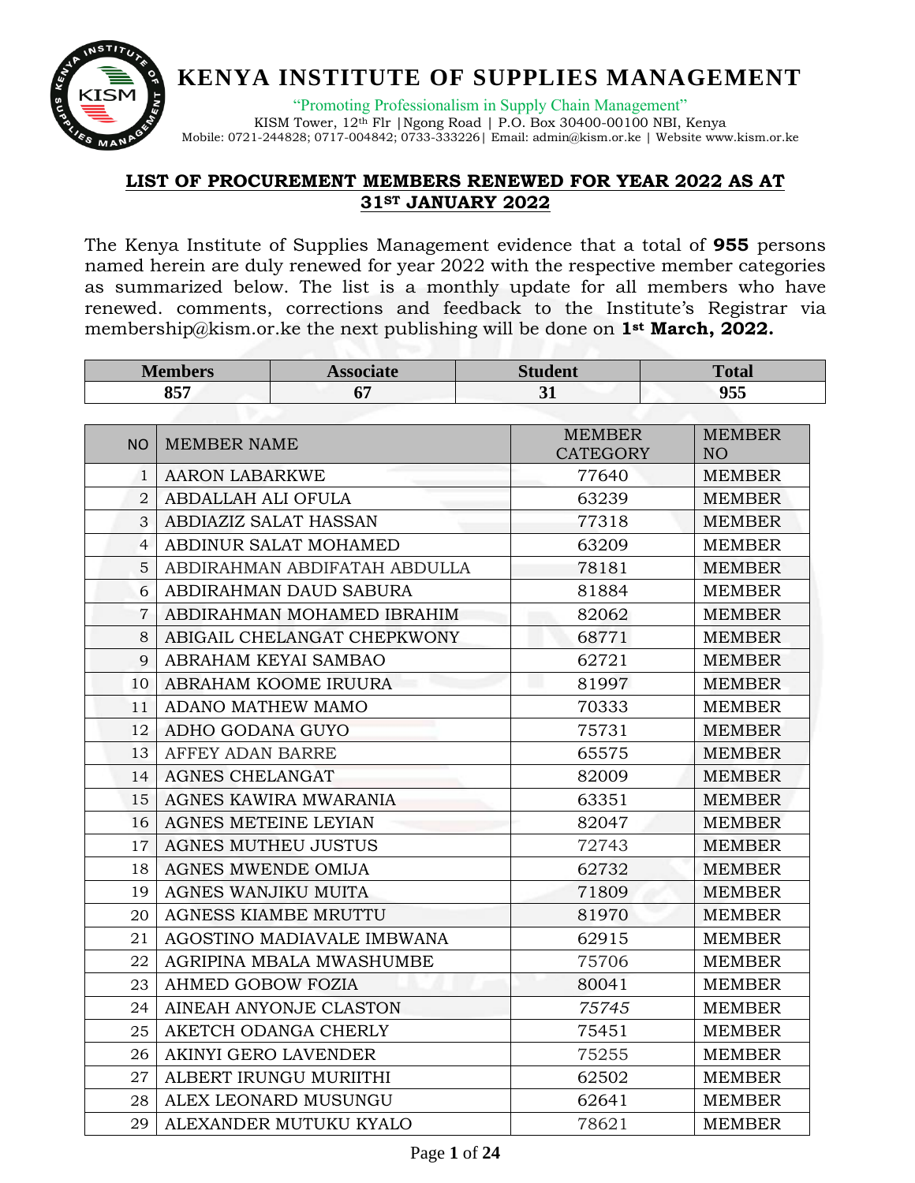# KENYA INSTITUTE OF SUPPLIES MANAGEMENT

"Promoting Professionalism in Supply Chain Management"

KISM Tower, 12th Flr |Ngong Road | P.O. Box 30400-00100 NBI, Kenya

Mobile: 0721-244828; 0717-004842; 0733-333226| Email: admin@kism.or.ke | Website www.kism.or.ke

## LIST OF PROCUREMENT MEMBERS RENEWED FOR YEAR 2022 AS AT 31ST JANUARY 2022

The Kenya Institute of Supplies Management evidence that a total of **955** persons named herein are duly renewed for year 2022 with the respective member categories as summarized below. The list is a monthly update for all members who have renewed. comments, corrections and feedback to the Institute's Registrar via membership@kism.or.ke the next publishing will be done on **1st March, 2022.**

| Members | Associate | Student | Total |
|---|---|---|---|
| 857 | 67 | 31 | 955 |

| NO | MEMBER NAME | MEMBER CATEGORY | MEMBER NO |
|---|---|---|---|
| 1 | AARON LABARKWE | 77640 | MEMBER |
| 2 | ABDALLAH ALI OFULA | 63239 | MEMBER |
| 3 | ABDIAZIZ SALAT HASSAN | 77318 | MEMBER |
| 4 | ABDINUR SALAT MOHAMED | 63209 | MEMBER |
| 5 | ABDIRAHMAN ABDIFATAH ABDULLA | 78181 | MEMBER |
| 6 | ABDIRAHMAN DAUD SABURA | 81884 | MEMBER |
| 7 | ABDIRAHMAN MOHAMED IBRAHIM | 82062 | MEMBER |
| 8 | ABIGAIL CHELANGAT CHEPKWONY | 68771 | MEMBER |
| 9 | ABRAHAM KEYAI SAMBAO | 62721 | MEMBER |
| 10 | ABRAHAM KOOME IRUURA | 81997 | MEMBER |
| 11 | ADANO MATHEW MAMO | 70333 | MEMBER |
| 12 | ADHO GODANA GUYO | 75731 | MEMBER |
| 13 | AFFEY ADAN BARRE | 65575 | MEMBER |
| 14 | AGNES CHELANGAT | 82009 | MEMBER |
| 15 | AGNES KAWIRA MWARANIA | 63351 | MEMBER |
| 16 | AGNES METEINE LEYIAN | 82047 | MEMBER |
| 17 | AGNES MUTHEU JUSTUS | 72743 | MEMBER |
| 18 | AGNES MWENDE OMIJA | 62732 | MEMBER |
| 19 | AGNES WANJIKU MUITA | 71809 | MEMBER |
| 20 | AGNESS KIAMBE MRUTTU | 81970 | MEMBER |
| 21 | AGOSTINO MADIAVALE IMBWANA | 62915 | MEMBER |
| 22 | AGRIPINA MBALA MWASHUMBE | 75706 | MEMBER |
| 23 | AHMED GOBOW FOZIA | 80041 | MEMBER |
| 24 | AINEAH ANYONJE CLASTON | *75745* | MEMBER |
| 25 | AKETCH ODANGA CHERLY | 75451 | MEMBER |
| 26 | AKINYI GERO LAVENDER | 75255 | MEMBER |
| 27 | ALBERT IRUNGU MURIITHI | 62502 | MEMBER |
| 28 | ALEX LEONARD MUSUNGU | 62641 | MEMBER |
| 29 | ALEXANDER MUTUKU KYALO | 78621 | MEMBER |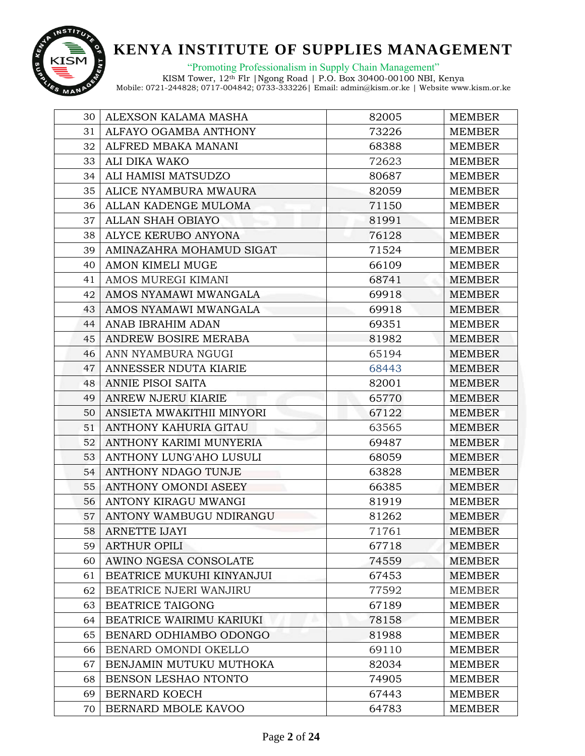| 30 | ALEXSON KALAMA MASHA | 82005 | MEMBER |
|---|---|---|---|
| 31 | ALFAYO OGAMBA ANTHONY | 73226 | MEMBER |
| 32 | ALFRED MBAKA MANANI | 68388 | MEMBER |
| 33 | ALI DIKA WAKO | 72623 | MEMBER |
| 34 | ALI HAMISI MATSUDZO | 80687 | MEMBER |
| 35 | ALICE NYAMBURA MWAURA | 82059 | MEMBER |
| 36 | ALLAN KADENGE MULOMA | 71150 | MEMBER |
| 37 | ALLAN SHAH OBIAYO | 81991 | MEMBER |
| 38 | ALYCE KERUBO ANYONA | 76128 | MEMBER |
| 39 | AMINAZAHRA MOHAMUD SIGAT | 71524 | MEMBER |
| 40 | AMON KIMELI MUGE | 66109 | MEMBER |
| 41 | AMOS MUREGI KIMANI | 68741 | MEMBER |
| 42 | AMOS NYAMAWI MWANGALA | 69918 | MEMBER |
| 43 | AMOS NYAMAWI MWANGALA | 69918 | MEMBER |
| 44 | ANAB IBRAHIM ADAN | 69351 | MEMBER |
| 45 | ANDREW BOSIRE MERABA | 81982 | MEMBER |
| 46 | ANN NYAMBURA NGUGI | 65194 | MEMBER |
| 47 | ANNESSER NDUTA KIARIE | 68443 | MEMBER |
| 48 | ANNIE PISOI SAITA | 82001 | MEMBER |
| 49 | ANREW NJERU KIARIE | 65770 | MEMBER |
| 50 | ANSIETA MWAKITHII MINYORI | 67122 | MEMBER |
| 51 | ANTHONY KAHURIA GITAU | 63565 | MEMBER |
| 52 | ANTHONY KARIMI MUNYERIA | 69487 | MEMBER |
| 53 | ANTHONY LUNG'AHO LUSULI | 68059 | MEMBER |
| 54 | ANTHONY NDAGO TUNJE | 63828 | MEMBER |
| 55 | ANTHONY OMONDI ASEEY | 66385 | MEMBER |
| 56 | ANTONY KIRAGU MWANGI | 81919 | MEMBER |
| 57 | ANTONY WAMBUGU NDIRANGU | 81262 | MEMBER |
| 58 | ARNETTE IJAYI | 71761 | MEMBER |
| 59 | ARTHUR OPILI | 67718 | MEMBER |
| 60 | AWINO NGESA CONSOLATE | 74559 | MEMBER |
| 61 | BEATRICE MUKUHI KINYANJUI | 67453 | MEMBER |
| 62 | BEATRICE NJERI WANJIRU | 77592 | MEMBER |
| 63 | BEATRICE TAIGONG | 67189 | MEMBER |
| 64 | BEATRICE WAIRIMU KARIUKI | 78158 | MEMBER |
| 65 | BENARD ODHIAMBO ODONGO | 81988 | MEMBER |
| 66 | BENARD OMONDI OKELLO | 69110 | MEMBER |
| 67 | BENJAMIN MUTUKU MUTHOKA | 82034 | MEMBER |
| 68 | BENSON LESHAO NTONTO | 74905 | MEMBER |
| 69 | BERNARD KOECH | 67443 | MEMBER |
| 70 | BERNARD MBOLE KAVOO | 64783 | MEMBER |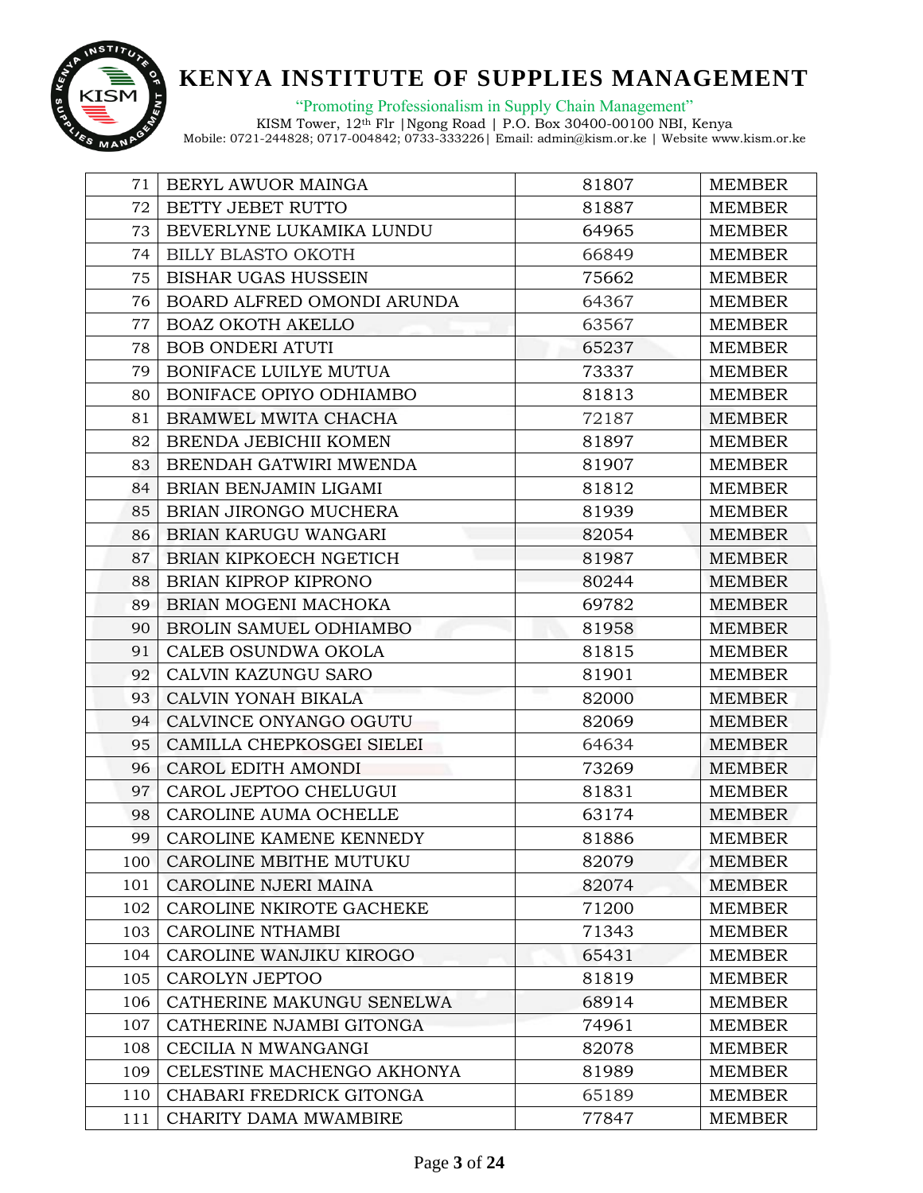| 71 | BERYL AWUOR MAINGA | 81807 | MEMBER |
|---|---|---|---|
| 72 | BETTY JEBET RUTTO | 81887 | MEMBER |
| 73 | BEVERLYNE LUKAMIKA LUNDU | 64965 | MEMBER |
| 74 | BILLY BLASTO OKOTH | 66849 | MEMBER |
| 75 | BISHAR UGAS HUSSEIN | 75662 | MEMBER |
| 76 | BOARD ALFRED OMONDI ARUNDA | 64367 | MEMBER |
| 77 | BOAZ OKOTH AKELLO | 63567 | MEMBER |
| 78 | BOB ONDERI ATUTI | 65237 | MEMBER |
| 79 | BONIFACE LUILYE MUTUA | 73337 | MEMBER |
| 80 | BONIFACE OPIYO ODHIAMBO | 81813 | MEMBER |
| 81 | BRAMWEL MWITA CHACHA | 72187 | MEMBER |
| 82 | BRENDA JEBICHII KOMEN | 81897 | MEMBER |
| 83 | BRENDAH GATWIRI MWENDA | 81907 | MEMBER |
| 84 | BRIAN BENJAMIN LIGAMI | 81812 | MEMBER |
| 85 | BRIAN JIRONGO MUCHERA | 81939 | MEMBER |
| 86 | BRIAN KARUGU WANGARI | 82054 | MEMBER |
| 87 | BRIAN KIPKOECH NGETICH | 81987 | MEMBER |
| 88 | BRIAN KIPROP KIPRONO | 80244 | MEMBER |
| 89 | BRIAN MOGENI MACHOKA | 69782 | MEMBER |
| 90 | BROLIN SAMUEL ODHIAMBO | 81958 | MEMBER |
| 91 | CALEB OSUNDWA OKOLA | 81815 | MEMBER |
| 92 | CALVIN KAZUNGU SARO | 81901 | MEMBER |
| 93 | CALVIN YONAH BIKALA | 82000 | MEMBER |
| 94 | CALVINCE ONYANGO OGUTU | 82069 | MEMBER |
| 95 | CAMILLA CHEPKOSGEI SIELEI | 64634 | MEMBER |
| 96 | CAROL EDITH AMONDI | 73269 | MEMBER |
| 97 | CAROL JEPTOO CHELUGUI | 81831 | MEMBER |
| 98 | CAROLINE AUMA OCHELLE | 63174 | MEMBER |
| 99 | CAROLINE KAMENE KENNEDY | 81886 | MEMBER |
| 100 | CAROLINE MBITHE MUTUKU | 82079 | MEMBER |
| 101 | CAROLINE NJERI MAINA | 82074 | MEMBER |
| 102 | CAROLINE NKIROTE GACHEKE | 71200 | MEMBER |
| 103 | CAROLINE NTHAMBI | 71343 | MEMBER |
| 104 | CAROLINE WANJIKU KIROGO | 65431 | MEMBER |
| 105 | CAROLYN JEPTOO | 81819 | MEMBER |
| 106 | CATHERINE MAKUNGU SENELWA | 68914 | MEMBER |
| 107 | CATHERINE NJAMBI GITONGA | 74961 | MEMBER |
| 108 | CECILIA N MWANGANGI | 82078 | MEMBER |
| 109 | CELESTINE MACHENGO AKHONYA | 81989 | MEMBER |
| 110 | CHABARI FREDRICK GITONGA | 65189 | MEMBER |
| 111 | CHARITY DAMA MWAMBIRE | 77847 | MEMBER |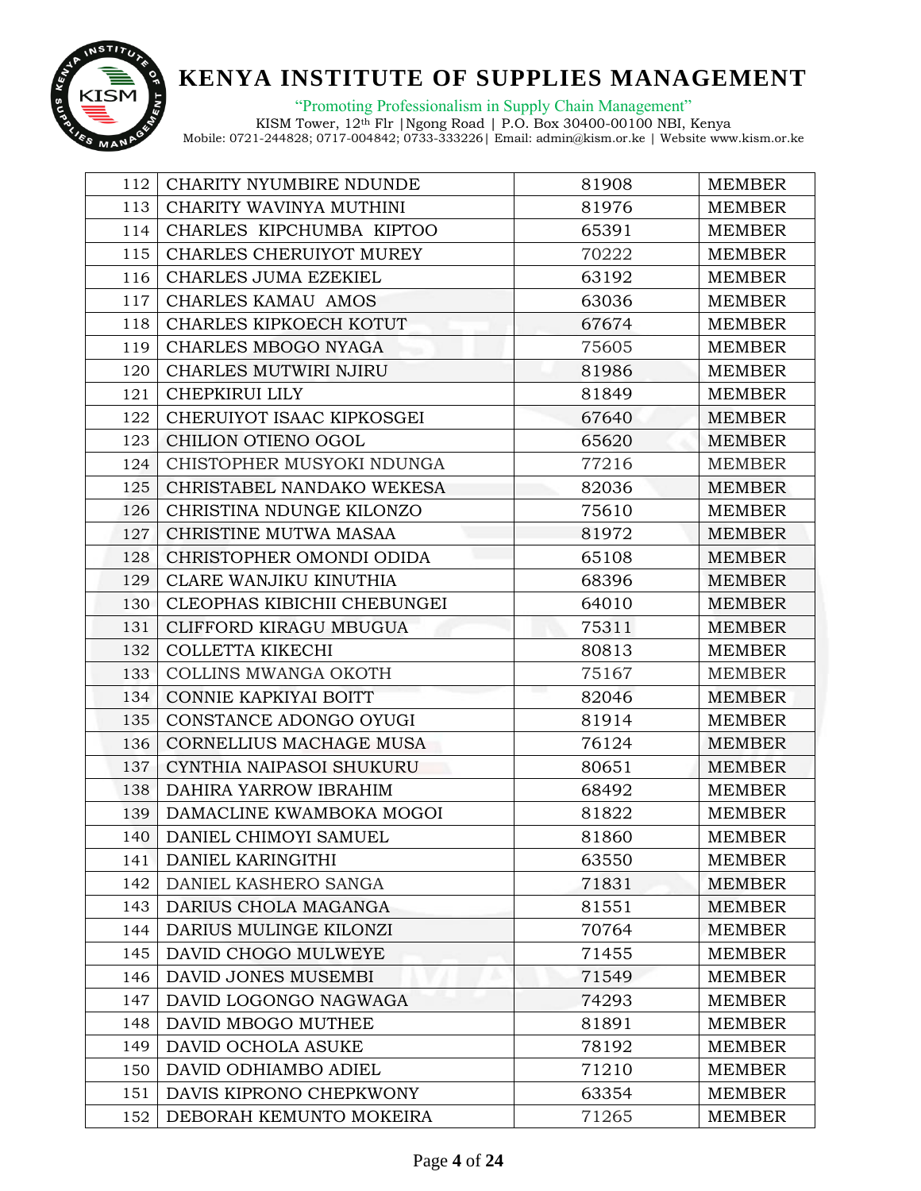| 112 | CHARITY NYUMBIRE NDUNDE | 81908 | MEMBER |
|---|---|---|---|
| 113 | CHARITY WAVINYA MUTHINI | 81976 | MEMBER |
| 114 | CHARLES KIPCHUMBA KIPTOO | 65391 | MEMBER |
| 115 | CHARLES CHERUIYOT MUREY | 70222 | MEMBER |
| 116 | CHARLES JUMA EZEKIEL | 63192 | MEMBER |
| 117 | CHARLES KAMAU AMOS | 63036 | MEMBER |
| 118 | CHARLES KIPKOECH KOTUT | 67674 | MEMBER |
| 119 | CHARLES MBOGO NYAGA | 75605 | MEMBER |
| 120 | CHARLES MUTWIRI NJIRU | 81986 | MEMBER |
| 121 | CHEPKIRUI LILY | 81849 | MEMBER |
| 122 | CHERUIYOT ISAAC KIPKOSGEI | 67640 | MEMBER |
| 123 | CHILION OTIENO OGOL | 65620 | MEMBER |
| 124 | CHISTOPHER MUSYOKI NDUNGA | 77216 | MEMBER |
| 125 | CHRISTABEL NANDAKO WEKESA | 82036 | MEMBER |
| 126 | CHRISTINA NDUNGE KILONZO | 75610 | MEMBER |
| 127 | CHRISTINE MUTWA MASAA | 81972 | MEMBER |
| 128 | CHRISTOPHER OMONDI ODIDA | 65108 | MEMBER |
| 129 | CLARE WANJIKU KINUTHIA | 68396 | MEMBER |
| 130 | CLEOPHAS KIBICHII CHEBUNGEI | 64010 | MEMBER |
| 131 | CLIFFORD KIRAGU MBUGUA | 75311 | MEMBER |
| 132 | COLLETTA KIKECHI | 80813 | MEMBER |
| 133 | COLLINS MWANGA OKOTH | 75167 | MEMBER |
| 134 | CONNIE KAPKIYAI BOITT | 82046 | MEMBER |
| 135 | CONSTANCE ADONGO OYUGI | 81914 | MEMBER |
| 136 | CORNELLIUS MACHAGE MUSA | 76124 | MEMBER |
| 137 | CYNTHIA NAIPASOI SHUKURU | 80651 | MEMBER |
| 138 | DAHIRA YARROW IBRAHIM | 68492 | MEMBER |
| 139 | DAMACLINE KWAMBOKA MOGOI | 81822 | MEMBER |
| 140 | DANIEL CHIMOYI SAMUEL | 81860 | MEMBER |
| 141 | DANIEL KARINGITHI | 63550 | MEMBER |
| 142 | DANIEL KASHERO SANGA | 71831 | MEMBER |
| 143 | DARIUS CHOLA MAGANGA | 81551 | MEMBER |
| 144 | DARIUS MULINGE KILONZI | 70764 | MEMBER |
| 145 | DAVID CHOGO MULWEYE | 71455 | MEMBER |
| 146 | DAVID JONES MUSEMBI | 71549 | MEMBER |
| 147 | DAVID LOGONGO NAGWAGA | 74293 | MEMBER |
| 148 | DAVID MBOGO MUTHEE | 81891 | MEMBER |
| 149 | DAVID OCHOLA ASUKE | 78192 | MEMBER |
| 150 | DAVID ODHIAMBO ADIEL | 71210 | MEMBER |
| 151 | DAVIS KIPRONO CHEPKWONY | 63354 | MEMBER |
| 152 | DEBORAH KEMUNTO MOKEIRA | 71265 | MEMBER |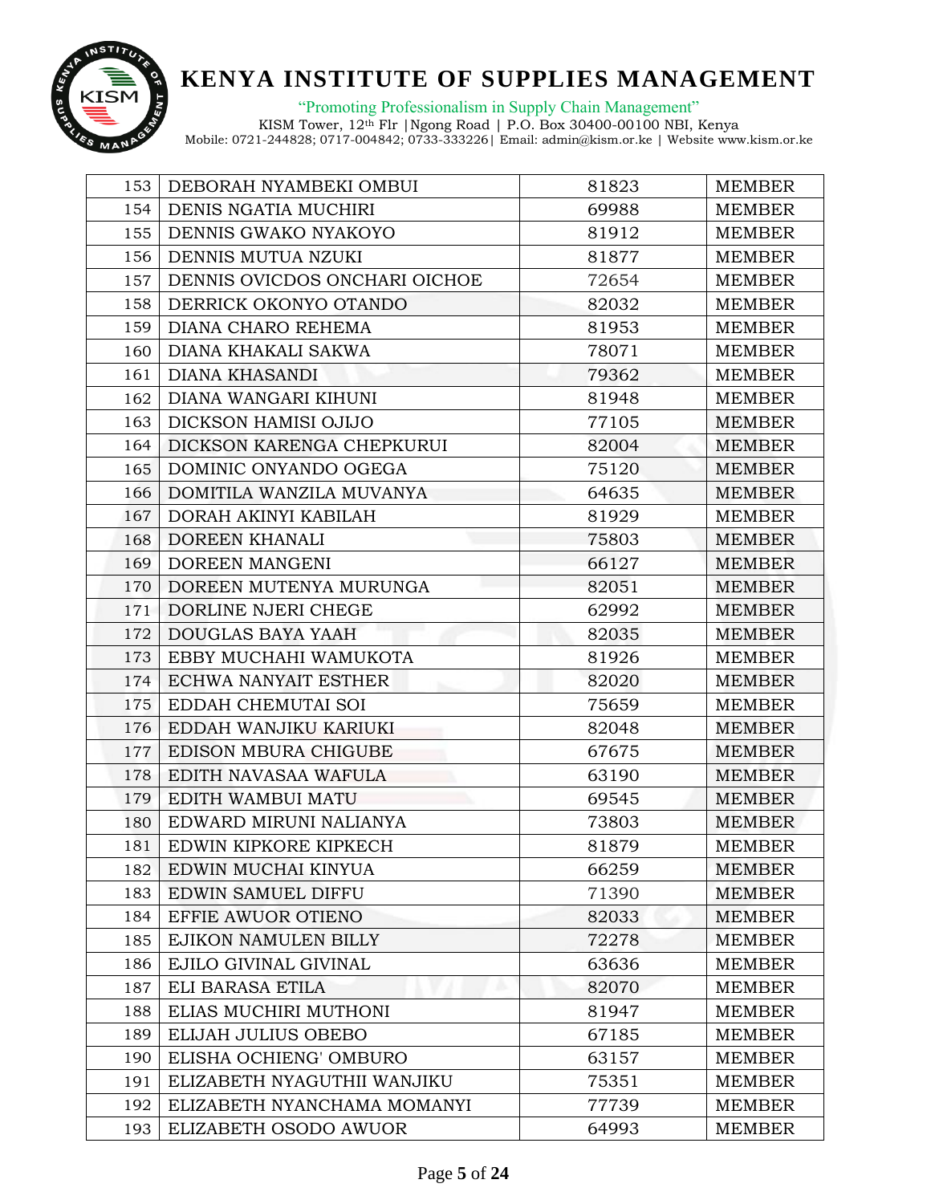| 153 | DEBORAH NYAMBEKI OMBUI | 81823 | MEMBER |
|---|---|---|---|
| 154 | DENIS NGATIA MUCHIRI | 69988 | MEMBER |
| 155 | DENNIS GWAKO NYAKOYO | 81912 | MEMBER |
| 156 | DENNIS MUTUA NZUKI | 81877 | MEMBER |
| 157 | DENNIS OVICDOS ONCHARI OICHOE | 72654 | MEMBER |
| 158 | DERRICK OKONYO OTANDO | 82032 | MEMBER |
| 159 | DIANA CHARO REHEMA | 81953 | MEMBER |
| 160 | DIANA KHAKALI SAKWA | 78071 | MEMBER |
| 161 | DIANA KHASANDI | 79362 | MEMBER |
| 162 | DIANA WANGARI KIHUNI | 81948 | MEMBER |
| 163 | DICKSON HAMISI OJIJO | 77105 | MEMBER |
| 164 | DICKSON KARENGA CHEPKURUI | 82004 | MEMBER |
| 165 | DOMINIC ONYANDO OGEGA | 75120 | MEMBER |
| 166 | DOMITILA WANZILA MUVANYA | 64635 | MEMBER |
| 167 | DORAH AKINYI KABILAH | 81929 | MEMBER |
| 168 | DOREEN KHANALI | 75803 | MEMBER |
| 169 | DOREEN MANGENI | 66127 | MEMBER |
| 170 | DOREEN MUTENYA MURUNGA | 82051 | MEMBER |
| 171 | DORLINE NJERI CHEGE | 62992 | MEMBER |
| 172 | DOUGLAS BAYA YAAH | 82035 | MEMBER |
| 173 | EBBY MUCHAHI WAMUKOTA | 81926 | MEMBER |
| 174 | ECHWA NANYAIT ESTHER | 82020 | MEMBER |
| 175 | EDDAH CHEMUTAI SOI | 75659 | MEMBER |
| 176 | EDDAH WANJIKU KARIUKI | 82048 | MEMBER |
| 177 | EDISON MBURA CHIGUBE | 67675 | MEMBER |
| 178 | EDITH NAVASAA WAFULA | 63190 | MEMBER |
| 179 | EDITH WAMBUI MATU | 69545 | MEMBER |
| 180 | EDWARD MIRUNI NALIANYA | 73803 | MEMBER |
| 181 | EDWIN KIPKORE KIPKECH | 81879 | MEMBER |
| 182 | EDWIN MUCHAI KINYUA | 66259 | MEMBER |
| 183 | EDWIN SAMUEL DIFFU | 71390 | MEMBER |
| 184 | EFFIE AWUOR OTIENO | 82033 | MEMBER |
| 185 | EJIKON NAMULEN BILLY | 72278 | MEMBER |
| 186 | EJILO GIVINAL GIVINAL | 63636 | MEMBER |
| 187 | ELI BARASA ETILA | 82070 | MEMBER |
| 188 | ELIAS MUCHIRI MUTHONI | 81947 | MEMBER |
| 189 | ELIJAH JULIUS OBEBO | 67185 | MEMBER |
| 190 | ELISHA OCHIENG' OMBURO | 63157 | MEMBER |
| 191 | ELIZABETH NYAGUTHII WANJIKU | 75351 | MEMBER |
| 192 | ELIZABETH NYANCHAMA MOMANYI | 77739 | MEMBER |
| 193 | ELIZABETH OSODO AWUOR | 64993 | MEMBER |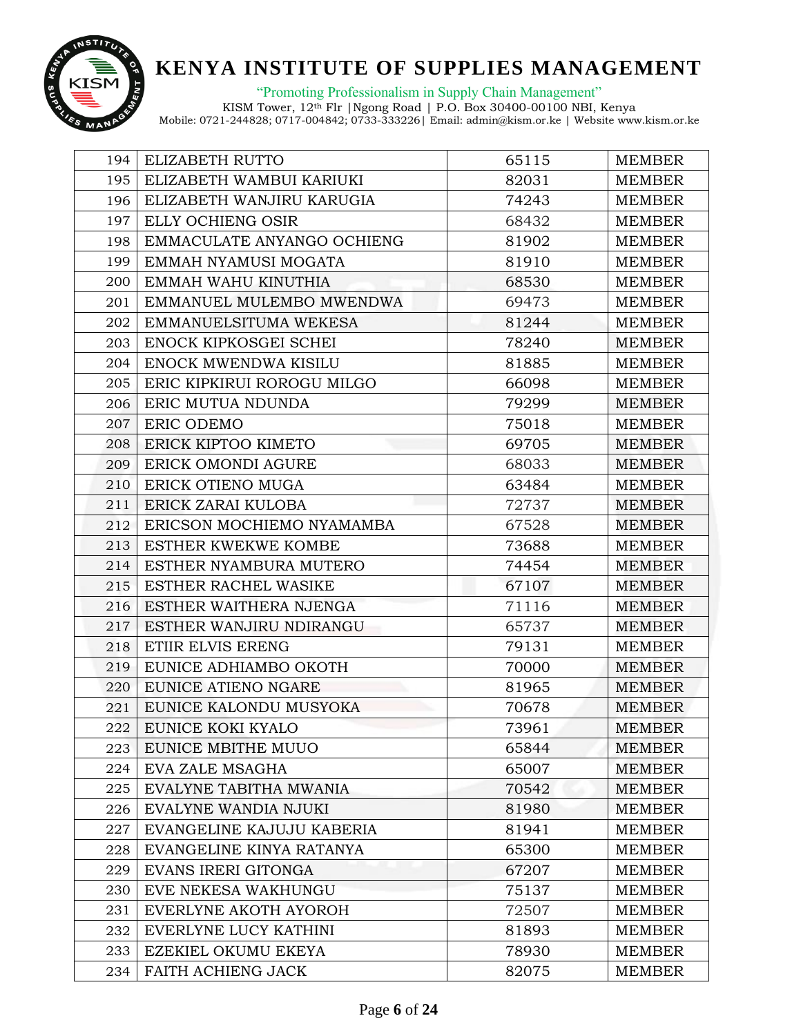| 194 | ELIZABETH RUTTO | 65115 | MEMBER |
|---|---|---|---|
| 195 | ELIZABETH WAMBUI KARIUKI | 82031 | MEMBER |
| 196 | ELIZABETH WANJIRU KARUGIA | 74243 | MEMBER |
| 197 | ELLY OCHIENG OSIR | 68432 | MEMBER |
| 198 | EMMACULATE ANYANGO OCHIENG | 81902 | MEMBER |
| 199 | EMMAH NYAMUSI MOGATA | 81910 | MEMBER |
| 200 | EMMAH WAHU KINUTHIA | 68530 | MEMBER |
| 201 | EMMANUEL MULEMBO MWENDWA | 69473 | MEMBER |
| 202 | EMMANUELSITUMA WEKESA | 81244 | MEMBER |
| 203 | ENOCK KIPKOSGEI SCHEI | 78240 | MEMBER |
| 204 | ENOCK MWENDWA KISILU | 81885 | MEMBER |
| 205 | ERIC KIPKIRUI ROROGU MILGO | 66098 | MEMBER |
| 206 | ERIC MUTUA NDUNDA | 79299 | MEMBER |
| 207 | ERIC ODEMO | 75018 | MEMBER |
| 208 | ERICK KIPTOO KIMETO | 69705 | MEMBER |
| 209 | ERICK OMONDI AGURE | 68033 | MEMBER |
| 210 | ERICK OTIENO MUGA | 63484 | MEMBER |
| 211 | ERICK ZARAI KULOBA | 72737 | MEMBER |
| 212 | ERICSON MOCHIEMO NYAMAMBA | 67528 | MEMBER |
| 213 | ESTHER KWEKWE KOMBE | 73688 | MEMBER |
| 214 | ESTHER NYAMBURA MUTERO | 74454 | MEMBER |
| 215 | ESTHER RACHEL WASIKE | 67107 | MEMBER |
| 216 | ESTHER WAITHERA NJENGA | 71116 | MEMBER |
| 217 | ESTHER WANJIRU NDIRANGU | 65737 | MEMBER |
| 218 | ETIIR ELVIS ERENG | 79131 | MEMBER |
| 219 | EUNICE ADHIAMBO OKOTH | 70000 | MEMBER |
| 220 | EUNICE ATIENO NGARE | 81965 | MEMBER |
| 221 | EUNICE KALONDU MUSYOKA | 70678 | MEMBER |
| 222 | EUNICE KOKI KYALO | 73961 | MEMBER |
| 223 | EUNICE MBITHE MUUO | 65844 | MEMBER |
| 224 | EVA ZALE MSAGHA | 65007 | MEMBER |
| 225 | EVALYNE TABITHA MWANIA | 70542 | MEMBER |
| 226 | EVALYNE WANDIA NJUKI | 81980 | MEMBER |
| 227 | EVANGELINE KAJUJU KABERIA | 81941 | MEMBER |
| 228 | EVANGELINE KINYA RATANYA | 65300 | MEMBER |
| 229 | EVANS IRERI GITONGA | 67207 | MEMBER |
| 230 | EVE NEKESA WAKHUNGU | 75137 | MEMBER |
| 231 | EVERLYNE AKOTH AYOROH | 72507 | MEMBER |
| 232 | EVERLYNE LUCY KATHINI | 81893 | MEMBER |
| 233 | EZEKIEL OKUMU EKEYA | 78930 | MEMBER |
| 234 | FAITH ACHIENG JACK | 82075 | MEMBER |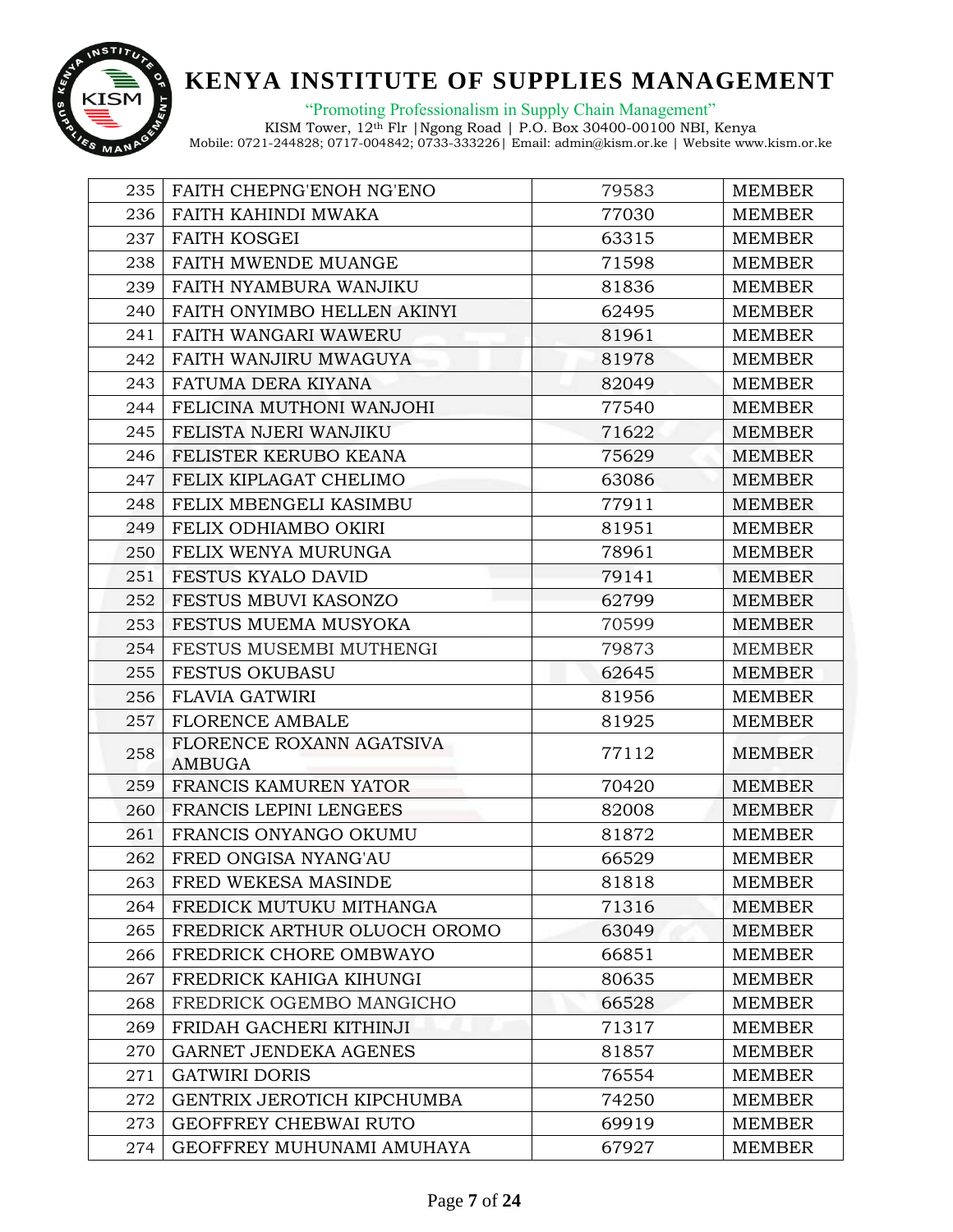| | | | |
|---|---|---|---|
| 235 | FAITH CHEPNG'ENOH NG'ENO | 79583 | MEMBER |
| 236 | FAITH KAHINDI MWAKA | 77030 | MEMBER |
| 237 | FAITH KOSGEI | 63315 | MEMBER |
| 238 | FAITH MWENDE MUANGE | 71598 | MEMBER |
| 239 | FAITH NYAMBURA WANJIKU | 81836 | MEMBER |
| 240 | FAITH ONYIMBO HELLEN AKINYI | 62495 | MEMBER |
| 241 | FAITH WANGARI WAWERU | 81961 | MEMBER |
| 242 | FAITH WANJIRU MWAGUYA | 81978 | MEMBER |
| 243 | FATUMA DERA KIYANA | 82049 | MEMBER |
| 244 | FELICINA MUTHONI WANJOHI | 77540 | MEMBER |
| 245 | FELISTA NJERI WANJIKU | 71622 | MEMBER |
| 246 | FELISTER KERUBO KEANA | 75629 | MEMBER |
| 247 | FELIX KIPLAGAT CHELIMO | 63086 | MEMBER |
| 248 | FELIX MBENGELI KASIMBU | 77911 | MEMBER |
| 249 | FELIX ODHIAMBO OKIRI | 81951 | MEMBER |
| 250 | FELIX WENYA MURUNGA | 78961 | MEMBER |
| 251 | FESTUS KYALO DAVID | 79141 | MEMBER |
| 252 | FESTUS MBUVI KASONZO | 62799 | MEMBER |
| 253 | FESTUS MUEMA MUSYOKA | 70599 | MEMBER |
| 254 | FESTUS MUSEMBI MUTHENGI | 79873 | MEMBER |
| 255 | FESTUS OKUBASU | 62645 | MEMBER |
| 256 | FLAVIA GATWIRI | 81956 | MEMBER |
| 257 | FLORENCE AMBALE | 81925 | MEMBER |
| 258 | FLORENCE ROXANN AGATSIVA AMBUGA | 77112 | MEMBER |
| 259 | FRANCIS KAMUREN YATOR | 70420 | MEMBER |
| 260 | FRANCIS LEPINI LENGEES | 82008 | MEMBER |
| 261 | FRANCIS ONYANGO OKUMU | 81872 | MEMBER |
| 262 | FRED ONGISA NYANG'AU | 66529 | MEMBER |
| 263 | FRED WEKESA MASINDE | 81818 | MEMBER |
| 264 | FREDICK MUTUKU MITHANGA | 71316 | MEMBER |
| 265 | FREDRICK ARTHUR OLUOCH OROMO | 63049 | MEMBER |
| 266 | FREDRICK CHORE OMBWAYO | 66851 | MEMBER |
| 267 | FREDRICK KAHIGA KIHUNGI | 80635 | MEMBER |
| 268 | FREDRICK OGEMBO MANGICHO | 66528 | MEMBER |
| 269 | FRIDAH GACHERI KITHINJI | 71317 | MEMBER |
| 270 | GARNET JENDEKA AGENES | 81857 | MEMBER |
| 271 | GATWIRI DORIS | 76554 | MEMBER |
| 272 | GENTRIX JEROTICH KIPCHUMBA | 74250 | MEMBER |
| 273 | GEOFFREY CHEBWAI RUTO | 69919 | MEMBER |
| 274 | GEOFFREY MUHUNAMI AMUHAYA | 67927 | MEMBER |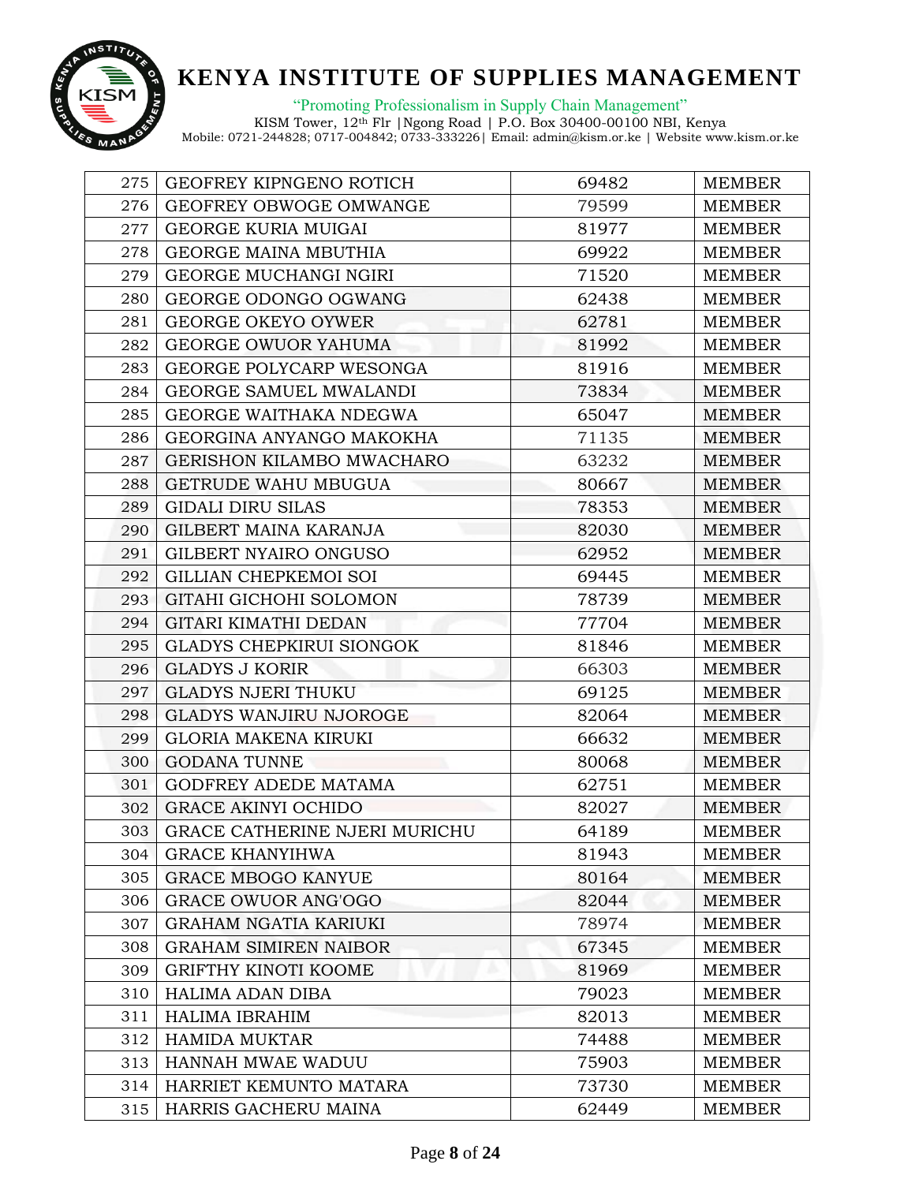# KENYA INSTITUTE OF SUPPLIES MANAGEMENT

"Promoting Professionalism in Supply Chain Management"

KISM Tower, 12th Flr |Ngong Road | P.O. Box 30400-00100 NBI, Kenya

Mobile: 0721-244828; 0717-004842; 0733-333226| Email: admin@kism.or.ke | Website www.kism.or.ke

| | | | |
|---|---|---|---|
| 275 | GEOFREY KIPNGENO ROTICH | 69482 | MEMBER |
| 276 | GEOFREY OBWOGE OMWANGE | 79599 | MEMBER |
| 277 | GEORGE KURIA MUIGAI | 81977 | MEMBER |
| 278 | GEORGE MAINA MBUTHIA | 69922 | MEMBER |
| 279 | GEORGE MUCHANGI NGIRI | 71520 | MEMBER |
| 280 | GEORGE ODONGO OGWANG | 62438 | MEMBER |
| 281 | GEORGE OKEYO OYWER | 62781 | MEMBER |
| 282 | GEORGE OWUOR YAHUMA | 81992 | MEMBER |
| 283 | GEORGE POLYCARP WESONGA | 81916 | MEMBER |
| 284 | GEORGE SAMUEL MWALANDI | 73834 | MEMBER |
| 285 | GEORGE WAITHAKA NDEGWA | 65047 | MEMBER |
| 286 | GEORGINA ANYANGO MAKOKHA | 71135 | MEMBER |
| 287 | GERISHON KILAMBO MWACHARO | 63232 | MEMBER |
| 288 | GETRUDE WAHU MBUGUA | 80667 | MEMBER |
| 289 | GIDALI DIRU SILAS | 78353 | MEMBER |
| 290 | GILBERT MAINA KARANJA | 82030 | MEMBER |
| 291 | GILBERT NYAIRO ONGUSO | 62952 | MEMBER |
| 292 | GILLIAN CHEPKEMOI SOI | 69445 | MEMBER |
| 293 | GITAHI GICHOHI SOLOMON | 78739 | MEMBER |
| 294 | GITARI KIMATHI DEDAN | 77704 | MEMBER |
| 295 | GLADYS CHEPKIRUI SIONGOK | 81846 | MEMBER |
| 296 | GLADYS J KORIR | 66303 | MEMBER |
| 297 | GLADYS NJERI THUKU | 69125 | MEMBER |
| 298 | GLADYS WANJIRU NJOROGE | 82064 | MEMBER |
| 299 | GLORIA MAKENA KIRUKI | 66632 | MEMBER |
| 300 | GODANA TUNNE | 80068 | MEMBER |
| 301 | GODFREY ADEDE MATAMA | 62751 | MEMBER |
| 302 | GRACE AKINYI OCHIDO | 82027 | MEMBER |
| 303 | GRACE CATHERINE NJERI MURICHU | 64189 | MEMBER |
| 304 | GRACE KHANYIHWA | 81943 | MEMBER |
| 305 | GRACE MBOGO KANYUE | 80164 | MEMBER |
| 306 | GRACE OWUOR ANG'OGO | 82044 | MEMBER |
| 307 | GRAHAM NGATIA KARIUKI | 78974 | MEMBER |
| 308 | GRAHAM SIMIREN NAIBOR | 67345 | MEMBER |
| 309 | GRIFTHY KINOTI KOOME | 81969 | MEMBER |
| 310 | HALIMA ADAN DIBA | 79023 | MEMBER |
| 311 | HALIMA IBRAHIM | 82013 | MEMBER |
| 312 | HAMIDA MUKTAR | 74488 | MEMBER |
| 313 | HANNAH MWAE WADUU | 75903 | MEMBER |
| 314 | HARRIET KEMUNTO MATARA | 73730 | MEMBER |
| 315 | HARRIS GACHERU MAINA | 62449 | MEMBER |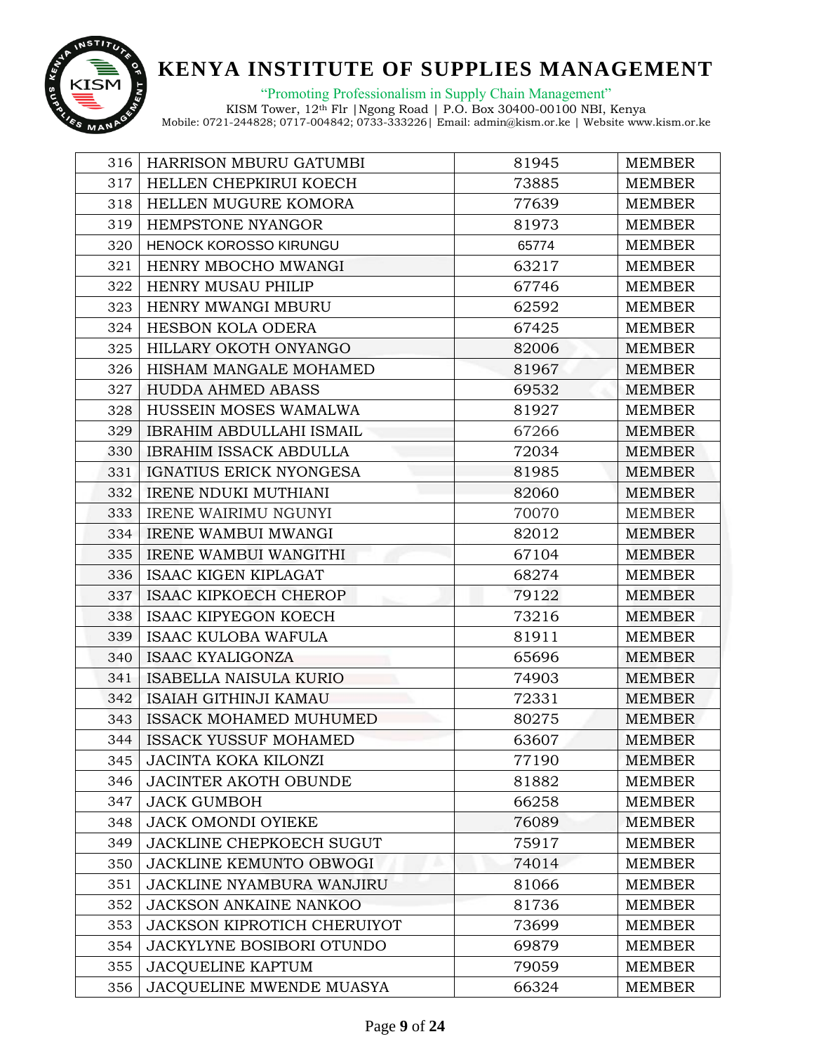# KENYA INSTITUTE OF SUPPLIES MANAGEMENT

"Promoting Professionalism in Supply Chain Management"

KISM Tower, 12th Flr |Ngong Road | P.O. Box 30400-00100 NBI, Kenya
Mobile: 0721-244828; 0717-004842; 0733-333226| Email: admin@kism.or.ke | Website www.kism.or.ke

| | | | |
|---|---|---|---|
| 316 | HARRISON MBURU GATUMBI | 81945 | MEMBER |
| 317 | HELLEN CHEPKIRUI KOECH | 73885 | MEMBER |
| 318 | HELLEN MUGURE KOMORA | 77639 | MEMBER |
| 319 | HEMPSTONE NYANGOR | 81973 | MEMBER |
| 320 | HENOCK KOROSSO KIRUNGU | 65774 | MEMBER |
| 321 | HENRY MBOCHO MWANGI | 63217 | MEMBER |
| 322 | HENRY MUSAU PHILIP | 67746 | MEMBER |
| 323 | HENRY MWANGI MBURU | 62592 | MEMBER |
| 324 | HESBON KOLA ODERA | 67425 | MEMBER |
| 325 | HILLARY OKOTH ONYANGO | 82006 | MEMBER |
| 326 | HISHAM MANGALE MOHAMED | 81967 | MEMBER |
| 327 | HUDDA AHMED ABASS | 69532 | MEMBER |
| 328 | HUSSEIN MOSES WAMALWA | 81927 | MEMBER |
| 329 | IBRAHIM ABDULLAHI ISMAIL | 67266 | MEMBER |
| 330 | IBRAHIM ISSACK ABDULLA | 72034 | MEMBER |
| 331 | IGNATIUS ERICK NYONGESA | 81985 | MEMBER |
| 332 | IRENE NDUKI MUTHIANI | 82060 | MEMBER |
| 333 | IRENE WAIRIMU NGUNYI | 70070 | MEMBER |
| 334 | IRENE WAMBUI MWANGI | 82012 | MEMBER |
| 335 | IRENE WAMBUI WANGITHI | 67104 | MEMBER |
| 336 | ISAAC KIGEN KIPLAGAT | 68274 | MEMBER |
| 337 | ISAAC KIPKOECH CHEROP | 79122 | MEMBER |
| 338 | ISAAC KIPYEGON KOECH | 73216 | MEMBER |
| 339 | ISAAC KULOBA WAFULA | 81911 | MEMBER |
| 340 | ISAAC KYALIGONZA | 65696 | MEMBER |
| 341 | ISABELLA NAISULA KURIO | 74903 | MEMBER |
| 342 | ISAIAH GITHINJI KAMAU | 72331 | MEMBER |
| 343 | ISSACK MOHAMED MUHUMED | 80275 | MEMBER |
| 344 | ISSACK YUSSUF MOHAMED | 63607 | MEMBER |
| 345 | JACINTA KOKA KILONZI | 77190 | MEMBER |
| 346 | JACINTER AKOTH OBUNDE | 81882 | MEMBER |
| 347 | JACK GUMBOH | 66258 | MEMBER |
| 348 | JACK OMONDI OYIEKE | 76089 | MEMBER |
| 349 | JACKLINE CHEPKOECH SUGUT | 75917 | MEMBER |
| 350 | JACKLINE KEMUNTO OBWOGI | 74014 | MEMBER |
| 351 | JACKLINE NYAMBURA WANJIRU | 81066 | MEMBER |
| 352 | JACKSON ANKAINE NANKOO | 81736 | MEMBER |
| 353 | JACKSON KIPROTICH CHERUIYOT | 73699 | MEMBER |
| 354 | JACKYLYNE BOSIBORI OTUNDO | 69879 | MEMBER |
| 355 | JACQUELINE KAPTUM | 79059 | MEMBER |
| 356 | JACQUELINE MWENDE MUASYA | 66324 | MEMBER |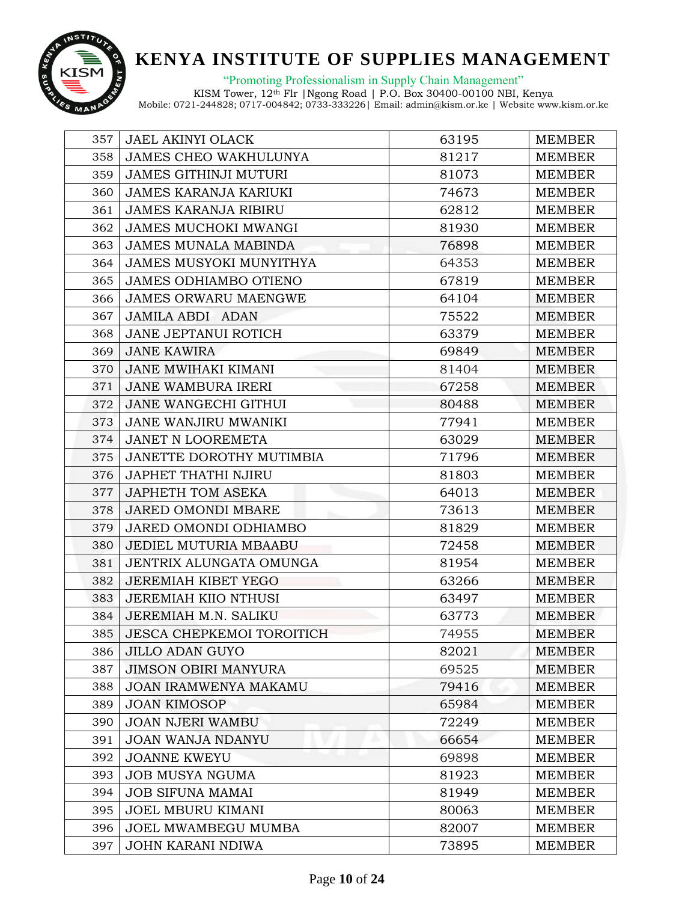# KENYA INSTITUTE OF SUPPLIES MANAGEMENT

"Promoting Professionalism in Supply Chain Management"

KISM Tower, 12th Flr |Ngong Road | P.O. Box 30400-00100 NBI, Kenya
Mobile: 0721-244828; 0717-004842; 0733-333226| Email: admin@kism.or.ke | Website www.kism.or.ke

| | | | |
|---|---|---|---|
| 357 | JAEL AKINYI OLACK | 63195 | MEMBER |
| 358 | JAMES CHEO WAKHULUNYA | 81217 | MEMBER |
| 359 | JAMES GITHINJI MUTURI | 81073 | MEMBER |
| 360 | JAMES KARANJA KARIUKI | 74673 | MEMBER |
| 361 | JAMES KARANJA RIBIRU | 62812 | MEMBER |
| 362 | JAMES MUCHOKI MWANGI | 81930 | MEMBER |
| 363 | JAMES MUNALA MABINDA | 76898 | MEMBER |
| 364 | JAMES MUSYOKI MUNYITHYA | 64353 | MEMBER |
| 365 | JAMES ODHIAMBO OTIENO | 67819 | MEMBER |
| 366 | JAMES ORWARU MAENGWE | 64104 | MEMBER |
| 367 | JAMILA ABDI ADAN | 75522 | MEMBER |
| 368 | JANE JEPTANUI ROTICH | 63379 | MEMBER |
| 369 | JANE KAWIRA | 69849 | MEMBER |
| 370 | JANE MWIHAKI KIMANI | 81404 | MEMBER |
| 371 | JANE WAMBURA IRERI | 67258 | MEMBER |
| 372 | JANE WANGECHI GITHUI | 80488 | MEMBER |
| 373 | JANE WANJIRU MWANIKI | 77941 | MEMBER |
| 374 | JANET N LOOREMETA | 63029 | MEMBER |
| 375 | JANETTE DOROTHY MUTIMBIA | 71796 | MEMBER |
| 376 | JAPHET THATHI NJIRU | 81803 | MEMBER |
| 377 | JAPHETH TOM ASEKA | 64013 | MEMBER |
| 378 | JARED OMONDI MBARE | 73613 | MEMBER |
| 379 | JARED OMONDI ODHIAMBO | 81829 | MEMBER |
| 380 | JEDIEL MUTURIA MBAABU | 72458 | MEMBER |
| 381 | JENTRIX ALUNGATA OMUNGA | 81954 | MEMBER |
| 382 | JEREMIAH KIBET YEGO | 63266 | MEMBER |
| 383 | JEREMIAH KIIO NTHUSI | 63497 | MEMBER |
| 384 | JEREMIAH M.N. SALIKU | 63773 | MEMBER |
| 385 | JESCA CHEPKEMOI TOROITICH | 74955 | MEMBER |
| 386 | JILLO ADAN GUYO | 82021 | MEMBER |
| 387 | JIMSON OBIRI MANYURA | 69525 | MEMBER |
| 388 | JOAN IRAMWENYA MAKAMU | 79416 | MEMBER |
| 389 | JOAN KIMOSOP | 65984 | MEMBER |
| 390 | JOAN NJERI WAMBU | 72249 | MEMBER |
| 391 | JOAN WANJA NDANYU | 66654 | MEMBER |
| 392 | JOANNE KWEYU | 69898 | MEMBER |
| 393 | JOB MUSYA NGUMA | 81923 | MEMBER |
| 394 | JOB SIFUNA MAMAI | 81949 | MEMBER |
| 395 | JOEL MBURU KIMANI | 80063 | MEMBER |
| 396 | JOEL MWAMBEGU MUMBA | 82007 | MEMBER |
| 397 | JOHN KARANI NDIWA | 73895 | MEMBER |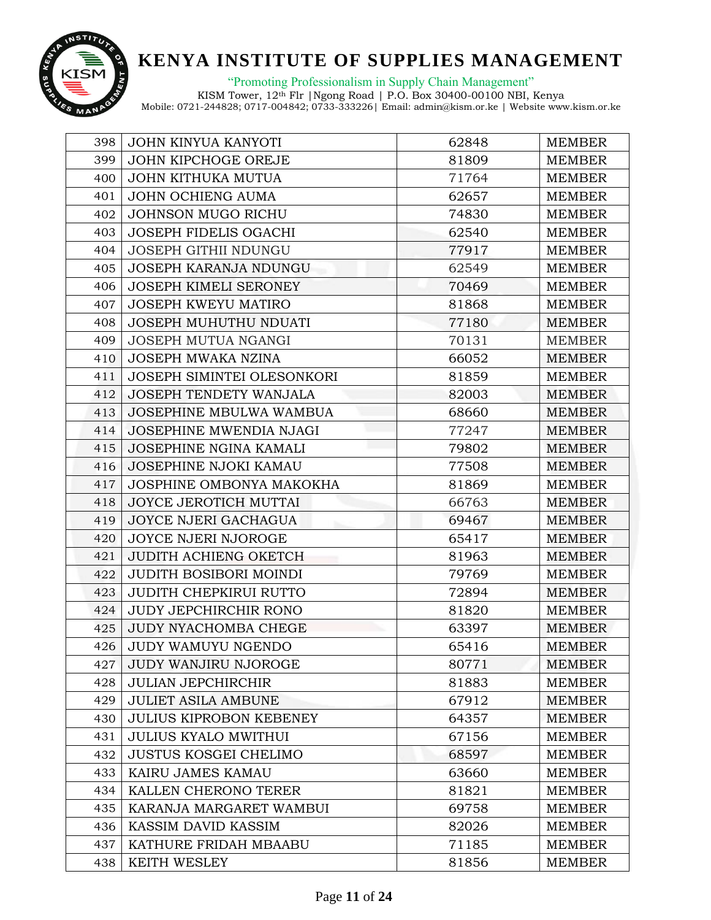| | | | |
|---|---|---|---|
| 398 | JOHN KINYUA KANYOTI | 62848 | MEMBER |
| 399 | JOHN KIPCHOGE OREJE | 81809 | MEMBER |
| 400 | JOHN KITHUKA MUTUA | 71764 | MEMBER |
| 401 | JOHN OCHIENG AUMA | 62657 | MEMBER |
| 402 | JOHNSON MUGO RICHU | 74830 | MEMBER |
| 403 | JOSEPH FIDELIS OGACHI | 62540 | MEMBER |
| 404 | JOSEPH GITHII NDUNGU | 77917 | MEMBER |
| 405 | JOSEPH KARANJA NDUNGU | 62549 | MEMBER |
| 406 | JOSEPH KIMELI SERONEY | 70469 | MEMBER |
| 407 | JOSEPH KWEYU MATIRO | 81868 | MEMBER |
| 408 | JOSEPH MUHUTHU NDUATI | 77180 | MEMBER |
| 409 | JOSEPH MUTUA NGANGI | 70131 | MEMBER |
| 410 | JOSEPH MWAKA NZINA | 66052 | MEMBER |
| 411 | JOSEPH SIMINTEI OLESONKORI | 81859 | MEMBER |
| 412 | JOSEPH TENDETY WANJALA | 82003 | MEMBER |
| 413 | JOSEPHINE MBULWA WAMBUA | 68660 | MEMBER |
| 414 | JOSEPHINE MWENDIA NJAGI | 77247 | MEMBER |
| 415 | JOSEPHINE NGINA KAMALI | 79802 | MEMBER |
| 416 | JOSEPHINE NJOKI KAMAU | 77508 | MEMBER |
| 417 | JOSPHINE OMBONYA MAKOKHA | 81869 | MEMBER |
| 418 | JOYCE JEROTICH MUTTAI | 66763 | MEMBER |
| 419 | JOYCE NJERI GACHAGUA | 69467 | MEMBER |
| 420 | JOYCE NJERI NJOROGE | 65417 | MEMBER |
| 421 | JUDITH ACHIENG OKETCH | 81963 | MEMBER |
| 422 | JUDITH BOSIBORI MOINDI | 79769 | MEMBER |
| 423 | JUDITH CHEPKIRUI RUTTO | 72894 | MEMBER |
| 424 | JUDY JEPCHIRCHIR RONO | 81820 | MEMBER |
| 425 | JUDY NYACHOMBA CHEGE | 63397 | MEMBER |
| 426 | JUDY WAMUYU NGENDO | 65416 | MEMBER |
| 427 | JUDY WANJIRU NJOROGE | 80771 | MEMBER |
| 428 | JULIAN JEPCHIRCHIR | 81883 | MEMBER |
| 429 | JULIET ASILA AMBUNE | 67912 | MEMBER |
| 430 | JULIUS KIPROBON KEBENEY | 64357 | MEMBER |
| 431 | JULIUS KYALO MWITHUI | 67156 | MEMBER |
| 432 | JUSTUS KOSGEI CHELIMO | 68597 | MEMBER |
| 433 | KAIRU JAMES KAMAU | 63660 | MEMBER |
| 434 | KALLEN CHERONO TERER | 81821 | MEMBER |
| 435 | KARANJA MARGARET WAMBUI | 69758 | MEMBER |
| 436 | KASSIM DAVID KASSIM | 82026 | MEMBER |
| 437 | KATHURE FRIDAH MBAABU | 71185 | MEMBER |
| 438 | KEITH WESLEY | 81856 | MEMBER |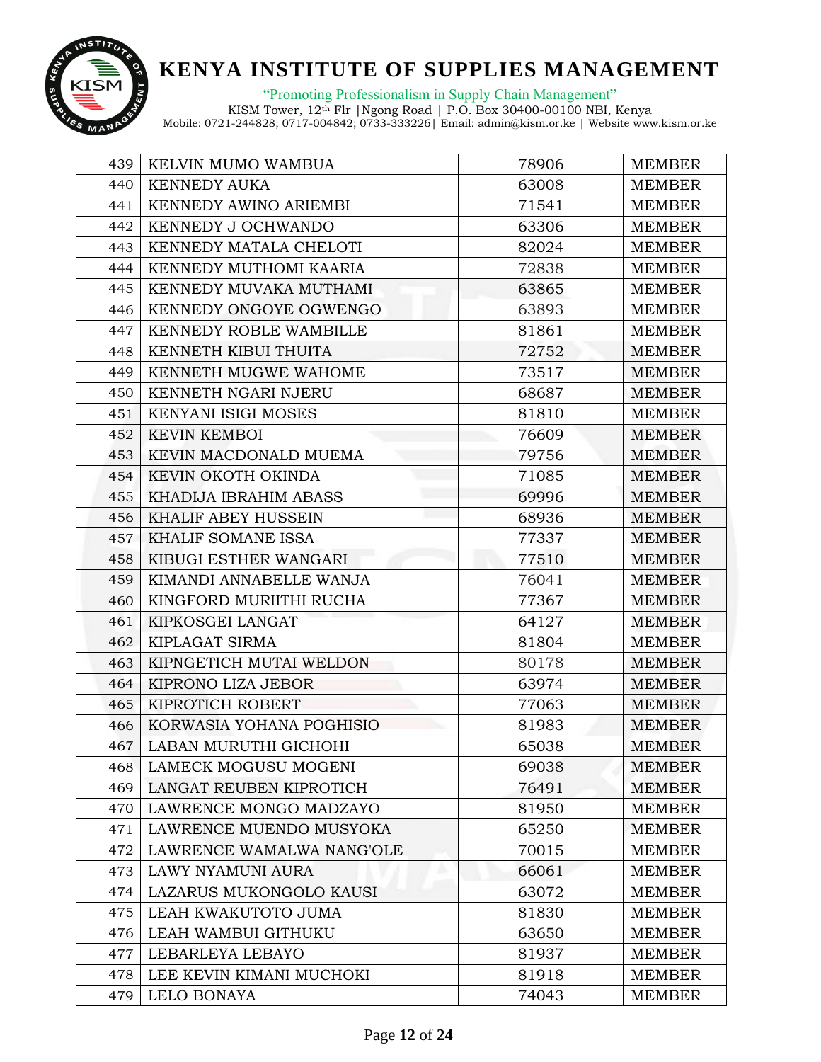| 439 | KELVIN MUMO WAMBUA | 78906 | MEMBER |
|---|---|---|---|
| 440 | KENNEDY AUKA | 63008 | MEMBER |
| 441 | KENNEDY AWINO ARIEMBI | 71541 | MEMBER |
| 442 | KENNEDY J OCHWANDO | 63306 | MEMBER |
| 443 | KENNEDY MATALA CHELOTI | 82024 | MEMBER |
| 444 | KENNEDY MUTHOMI KAARIA | 72838 | MEMBER |
| 445 | KENNEDY MUVAKA MUTHAMI | 63865 | MEMBER |
| 446 | KENNEDY ONGOYE OGWENGO | 63893 | MEMBER |
| 447 | KENNEDY ROBLE WAMBILLE | 81861 | MEMBER |
| 448 | KENNETH KIBUI THUITA | 72752 | MEMBER |
| 449 | KENNETH MUGWE WAHOME | 73517 | MEMBER |
| 450 | KENNETH NGARI NJERU | 68687 | MEMBER |
| 451 | KENYANI ISIGI MOSES | 81810 | MEMBER |
| 452 | KEVIN KEMBOI | 76609 | MEMBER |
| 453 | KEVIN MACDONALD MUEMA | 79756 | MEMBER |
| 454 | KEVIN OKOTH OKINDA | 71085 | MEMBER |
| 455 | KHADIJA IBRAHIM ABASS | 69996 | MEMBER |
| 456 | KHALIF ABEY HUSSEIN | 68936 | MEMBER |
| 457 | KHALIF SOMANE ISSA | 77337 | MEMBER |
| 458 | KIBUGI ESTHER WANGARI | 77510 | MEMBER |
| 459 | KIMANDI ANNABELLE WANJA | 76041 | MEMBER |
| 460 | KINGFORD MURIITHI RUCHA | 77367 | MEMBER |
| 461 | KIPKOSGEI LANGAT | 64127 | MEMBER |
| 462 | KIPLAGAT SIRMA | 81804 | MEMBER |
| 463 | KIPNGETICH MUTAI WELDON | 80178 | MEMBER |
| 464 | KIPRONO LIZA JEBOR | 63974 | MEMBER |
| 465 | KIPROTICH ROBERT | 77063 | MEMBER |
| 466 | KORWASIA YOHANA POGHISIO | 81983 | MEMBER |
| 467 | LABAN MURUTHI GICHOHI | 65038 | MEMBER |
| 468 | LAMECK MOGUSU MOGENI | 69038 | MEMBER |
| 469 | LANGAT REUBEN KIPROTICH | 76491 | MEMBER |
| 470 | LAWRENCE MONGO MADZAYO | 81950 | MEMBER |
| 471 | LAWRENCE MUENDO MUSYOKA | 65250 | MEMBER |
| 472 | LAWRENCE WAMALWA NANG'OLE | 70015 | MEMBER |
| 473 | LAWY NYAMUNI AURA | 66061 | MEMBER |
| 474 | LAZARUS MUKONGOLO KAUSI | 63072 | MEMBER |
| 475 | LEAH KWAKUTOTO JUMA | 81830 | MEMBER |
| 476 | LEAH WAMBUI GITHUKU | 63650 | MEMBER |
| 477 | LEBARLEYA LEBAYO | 81937 | MEMBER |
| 478 | LEE KEVIN KIMANI MUCHOKI | 81918 | MEMBER |
| 479 | LELO BONAYA | 74043 | MEMBER |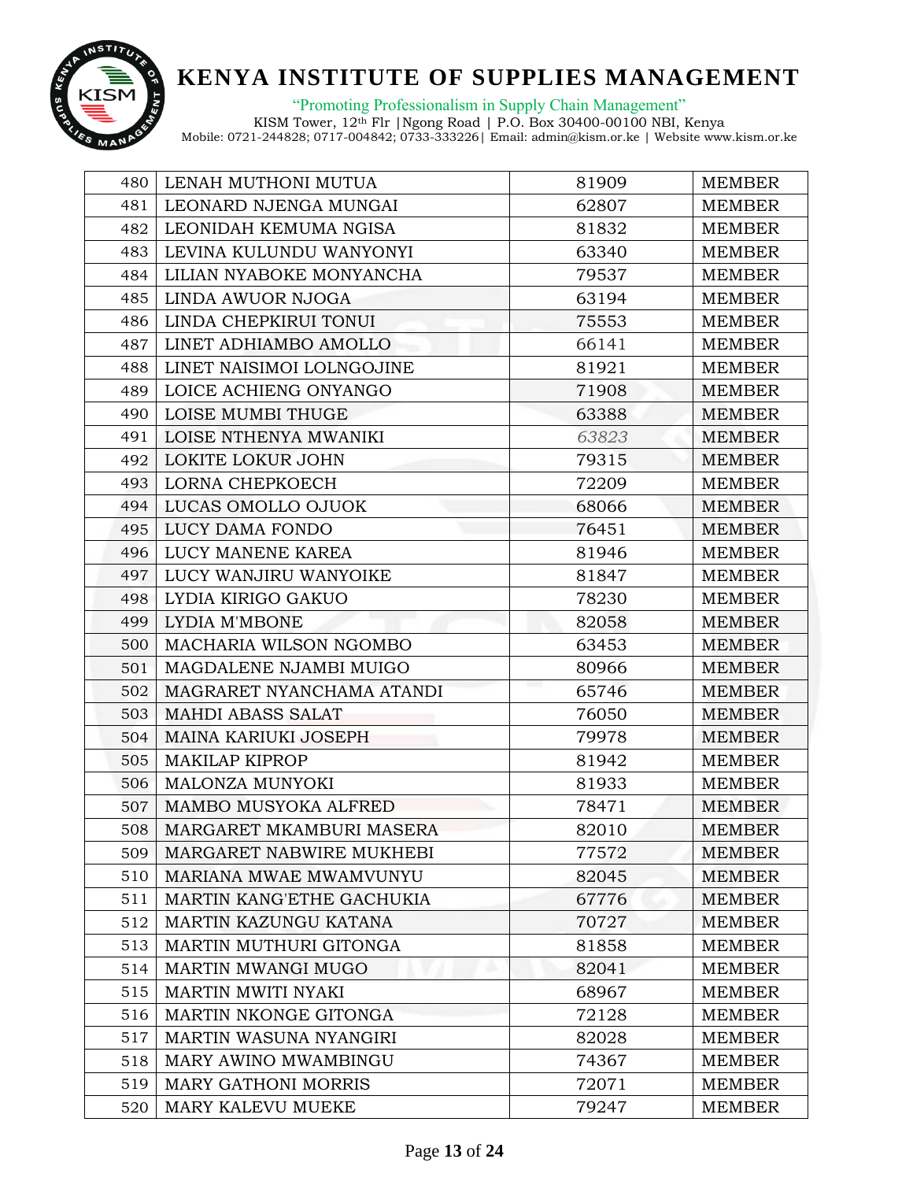# KENYA INSTITUTE OF SUPPLIES MANAGEMENT

"Promoting Professionalism in Supply Chain Management"

KISM Tower, 12th Flr |Ngong Road | P.O. Box 30400-00100 NBI, Kenya
Mobile: 0721-244828; 0717-004842; 0733-333226| Email: admin@kism.or.ke | Website www.kism.or.ke

| | | | |
|---|---|---|---|
| 480 | LENAH MUTHONI MUTUA | 81909 | MEMBER |
| 481 | LEONARD NJENGA MUNGAI | 62807 | MEMBER |
| 482 | LEONIDAH KEMUMA NGISA | 81832 | MEMBER |
| 483 | LEVINA KULUNDU WANYONYI | 63340 | MEMBER |
| 484 | LILIAN NYABOKE MONYANCHA | 79537 | MEMBER |
| 485 | LINDA AWUOR NJOGA | 63194 | MEMBER |
| 486 | LINDA CHEPKIRUI TONUI | 75553 | MEMBER |
| 487 | LINET ADHIAMBO AMOLLO | 66141 | MEMBER |
| 488 | LINET NAISIMOI LOLNGOJINE | 81921 | MEMBER |
| 489 | LOICE ACHIENG ONYANGO | 71908 | MEMBER |
| 490 | LOISE MUMBI THUGE | 63388 | MEMBER |
| 491 | LOISE NTHENYA MWANIKI | *63823* | MEMBER |
| 492 | LOKITE LOKUR JOHN | 79315 | MEMBER |
| 493 | LORNA CHEPKOECH | 72209 | MEMBER |
| 494 | LUCAS OMOLLO OJUOK | 68066 | MEMBER |
| 495 | LUCY DAMA FONDO | 76451 | MEMBER |
| 496 | LUCY MANENE KAREA | 81946 | MEMBER |
| 497 | LUCY WANJIRU WANYOIKE | 81847 | MEMBER |
| 498 | LYDIA KIRIGO GAKUO | 78230 | MEMBER |
| 499 | LYDIA M'MBONE | 82058 | MEMBER |
| 500 | MACHARIA WILSON NGOMBO | 63453 | MEMBER |
| 501 | MAGDALENE NJAMBI MUIGO | 80966 | MEMBER |
| 502 | MAGRARET NYANCHAMA ATANDI | 65746 | MEMBER |
| 503 | MAHDI ABASS SALAT | 76050 | MEMBER |
| 504 | MAINA KARIUKI JOSEPH | 79978 | MEMBER |
| 505 | MAKILAP KIPROP | 81942 | MEMBER |
| 506 | MALONZA MUNYOKI | 81933 | MEMBER |
| 507 | MAMBO MUSYOKA ALFRED | 78471 | MEMBER |
| 508 | MARGARET MKAMBURI MASERA | 82010 | MEMBER |
| 509 | MARGARET NABWIRE MUKHEBI | 77572 | MEMBER |
| 510 | MARIANA MWAE MWAMVUNYU | 82045 | MEMBER |
| 511 | MARTIN KANG'ETHE GACHUKIA | 67776 | MEMBER |
| 512 | MARTIN KAZUNGU KATANA | 70727 | MEMBER |
| 513 | MARTIN MUTHURI GITONGA | 81858 | MEMBER |
| 514 | MARTIN MWANGI MUGO | 82041 | MEMBER |
| 515 | MARTIN MWITI NYAKI | 68967 | MEMBER |
| 516 | MARTIN NKONGE GITONGA | 72128 | MEMBER |
| 517 | MARTIN WASUNA NYANGIRI | 82028 | MEMBER |
| 518 | MARY AWINO MWAMBINGU | 74367 | MEMBER |
| 519 | MARY GATHONI MORRIS | 72071 | MEMBER |
| 520 | MARY KALEVU MUEKE | 79247 | MEMBER |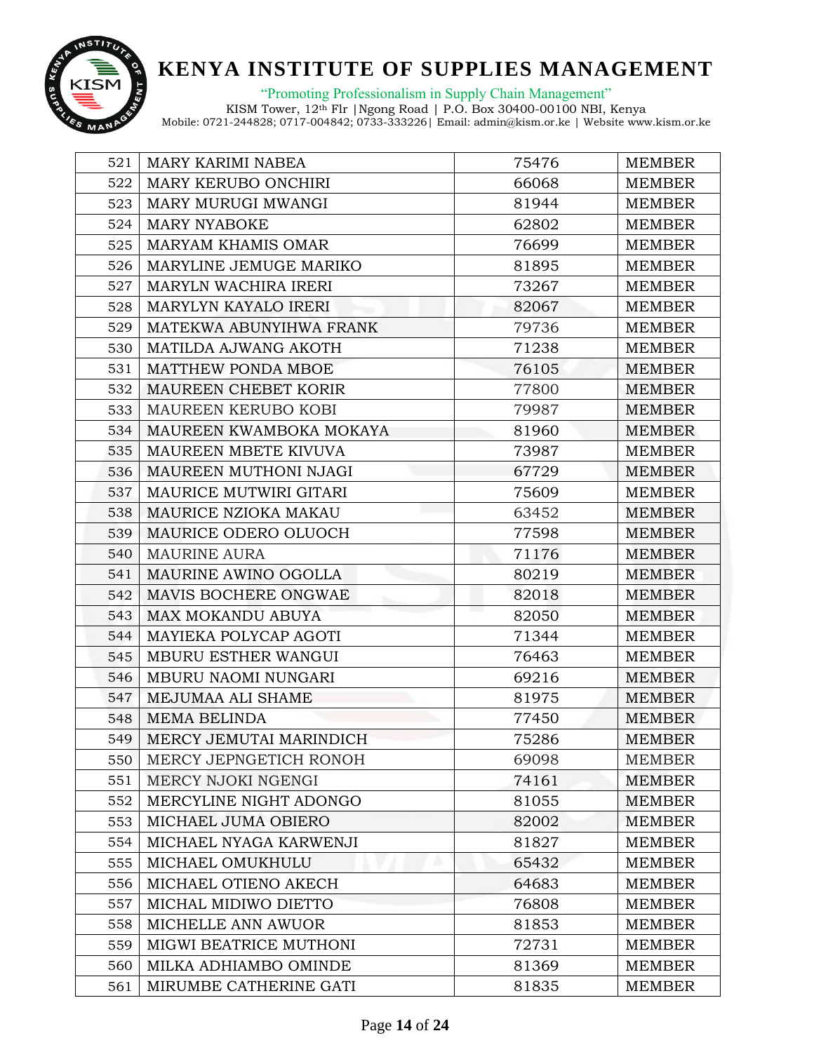# KENYA INSTITUTE OF SUPPLIES MANAGEMENT

"Promoting Professionalism in Supply Chain Management"

KISM Tower, 12th Flr |Ngong Road | P.O. Box 30400-00100 NBI, Kenya
Mobile: 0721-244828; 0717-004842; 0733-333226| Email: admin@kism.or.ke | Website www.kism.or.ke

| | | | |
|---|---|---|---|
| 521 | MARY KARIMI NABEA | 75476 | MEMBER |
| 522 | MARY KERUBO ONCHIRI | 66068 | MEMBER |
| 523 | MARY MURUGI MWANGI | 81944 | MEMBER |
| 524 | MARY NYABOKE | 62802 | MEMBER |
| 525 | MARYAM KHAMIS OMAR | 76699 | MEMBER |
| 526 | MARYLINE JEMUGE MARIKO | 81895 | MEMBER |
| 527 | MARYLN WACHIRA IRERI | 73267 | MEMBER |
| 528 | MARYLYN KAYALO IRERI | 82067 | MEMBER |
| 529 | MATEKWA ABUNYIHWA FRANK | 79736 | MEMBER |
| 530 | MATILDA AJWANG AKOTH | 71238 | MEMBER |
| 531 | MATTHEW PONDA MBOE | 76105 | MEMBER |
| 532 | MAUREEN CHEBET KORIR | 77800 | MEMBER |
| 533 | MAUREEN KERUBO KOBI | 79987 | MEMBER |
| 534 | MAUREEN KWAMBOKA MOKAYA | 81960 | MEMBER |
| 535 | MAUREEN MBETE KIVUVA | 73987 | MEMBER |
| 536 | MAUREEN MUTHONI NJAGI | 67729 | MEMBER |
| 537 | MAURICE MUTWIRI GITARI | 75609 | MEMBER |
| 538 | MAURICE NZIOKA MAKAU | 63452 | MEMBER |
| 539 | MAURICE ODERO OLUOCH | 77598 | MEMBER |
| 540 | MAURINE AURA | 71176 | MEMBER |
| 541 | MAURINE AWINO OGOLLA | 80219 | MEMBER |
| 542 | MAVIS BOCHERE ONGWAE | 82018 | MEMBER |
| 543 | MAX MOKANDU ABUYA | 82050 | MEMBER |
| 544 | MAYIEKA POLYCAP AGOTI | 71344 | MEMBER |
| 545 | MBURU ESTHER WANGUI | 76463 | MEMBER |
| 546 | MBURU NAOMI NUNGARI | 69216 | MEMBER |
| 547 | MEJUMAA ALI SHAME | 81975 | MEMBER |
| 548 | MEMA BELINDA | 77450 | MEMBER |
| 549 | MERCY JEMUTAI MARINDICH | 75286 | MEMBER |
| 550 | MERCY JEPNGETICH RONOH | 69098 | MEMBER |
| 551 | MERCY NJOKI NGENGI | 74161 | MEMBER |
| 552 | MERCYLINE NIGHT ADONGO | 81055 | MEMBER |
| 553 | MICHAEL JUMA OBIERO | 82002 | MEMBER |
| 554 | MICHAEL NYAGA KARWENJI | 81827 | MEMBER |
| 555 | MICHAEL OMUKHULU | 65432 | MEMBER |
| 556 | MICHAEL OTIENO AKECH | 64683 | MEMBER |
| 557 | MICHAL MIDIWO DIETTO | 76808 | MEMBER |
| 558 | MICHELLE ANN AWUOR | 81853 | MEMBER |
| 559 | MIGWI BEATRICE MUTHONI | 72731 | MEMBER |
| 560 | MILKA ADHIAMBO OMINDE | 81369 | MEMBER |
| 561 | MIRUMBE CATHERINE GATI | 81835 | MEMBER |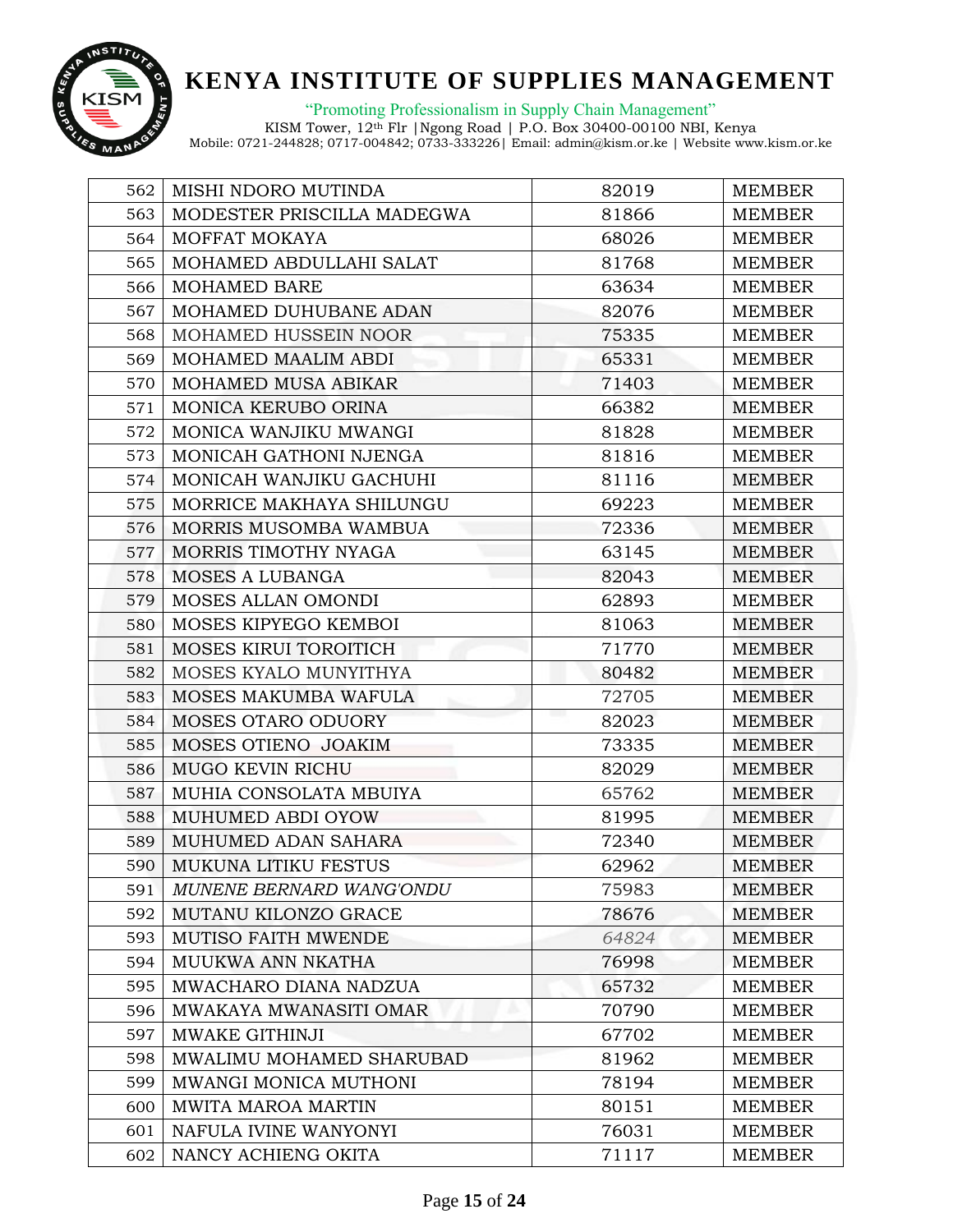| 562 | MISHI NDORO MUTINDA | 82019 | MEMBER |
|---|---|---|---|
| 563 | MODESTER PRISCILLA MADEGWA | 81866 | MEMBER |
| 564 | MOFFAT MOKAYA | 68026 | MEMBER |
| 565 | MOHAMED ABDULLAHI SALAT | 81768 | MEMBER |
| 566 | MOHAMED BARE | 63634 | MEMBER |
| 567 | MOHAMED DUHUBANE ADAN | 82076 | MEMBER |
| 568 | MOHAMED HUSSEIN NOOR | 75335 | MEMBER |
| 569 | MOHAMED MAALIM ABDI | 65331 | MEMBER |
| 570 | MOHAMED MUSA ABIKAR | 71403 | MEMBER |
| 571 | MONICA KERUBO ORINA | 66382 | MEMBER |
| 572 | MONICA WANJIKU MWANGI | 81828 | MEMBER |
| 573 | MONICAH GATHONI NJENGA | 81816 | MEMBER |
| 574 | MONICAH WANJIKU GACHUHI | 81116 | MEMBER |
| 575 | MORRICE MAKHAYA SHILUNGU | 69223 | MEMBER |
| 576 | MORRIS MUSOMBA WAMBUA | 72336 | MEMBER |
| 577 | MORRIS TIMOTHY NYAGA | 63145 | MEMBER |
| 578 | MOSES A LUBANGA | 82043 | MEMBER |
| 579 | MOSES ALLAN OMONDI | 62893 | MEMBER |
| 580 | MOSES KIPYEGO KEMBOI | 81063 | MEMBER |
| 581 | MOSES KIRUI TOROITICH | 71770 | MEMBER |
| 582 | MOSES KYALO MUNYITHYA | 80482 | MEMBER |
| 583 | MOSES MAKUMBA WAFULA | 72705 | MEMBER |
| 584 | MOSES OTARO ODUORY | 82023 | MEMBER |
| 585 | MOSES OTIENO JOAKIM | 73335 | MEMBER |
| 586 | MUGO KEVIN RICHU | 82029 | MEMBER |
| 587 | MUHIA CONSOLATA MBUIYA | 65762 | MEMBER |
| 588 | MUHUMED ABDI OYOW | 81995 | MEMBER |
| 589 | MUHUMED ADAN SAHARA | 72340 | MEMBER |
| 590 | MUKUNA LITIKU FESTUS | 62962 | MEMBER |
| 591 | *MUNENE BERNARD WANG'ONDU* | 75983 | MEMBER |
| 592 | MUTANU KILONZO GRACE | 78676 | MEMBER |
| 593 | MUTISO FAITH MWENDE | *64824* | MEMBER |
| 594 | MUUKWA ANN NKATHA | 76998 | MEMBER |
| 595 | MWACHARO DIANA NADZUA | 65732 | MEMBER |
| 596 | MWAKAYA MWANASITI OMAR | 70790 | MEMBER |
| 597 | MWAKE GITHINJI | 67702 | MEMBER |
| 598 | MWALIMU MOHAMED SHARUBAD | 81962 | MEMBER |
| 599 | MWANGI MONICA MUTHONI | 78194 | MEMBER |
| 600 | MWITA MAROA MARTIN | 80151 | MEMBER |
| 601 | NAFULA IVINE WANYONYI | 76031 | MEMBER |
| 602 | NANCY ACHIENG OKITA | 71117 | MEMBER |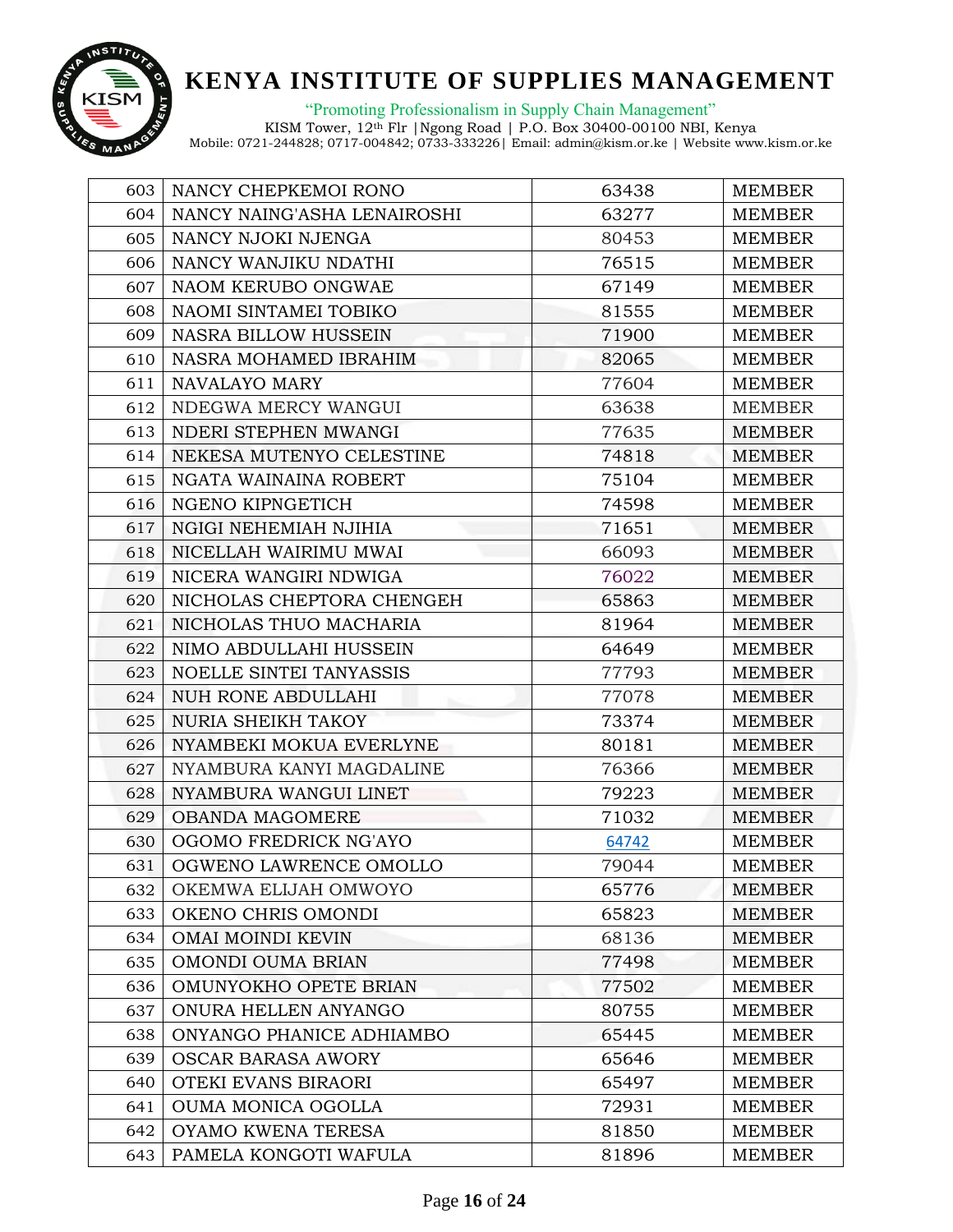# KENYA INSTITUTE OF SUPPLIES MANAGEMENT

"Promoting Professionalism in Supply Chain Management"

KISM Tower, 12th Flr | Ngong Road | P.O. Box 30400-00100 NBI, Kenya
Mobile: 0721-244828; 0717-004842; 0733-333226| Email: admin@kism.or.ke | Website www.kism.or.ke

| | | | |
|---|---|---|---|
| 603 | NANCY CHEPKEMOI RONO | 63438 | MEMBER |
| 604 | NANCY NAING'ASHA LENAIROSHI | 63277 | MEMBER |
| 605 | NANCY NJOKI NJENGA | 80453 | MEMBER |
| 606 | NANCY WANJIKU NDATHI | 76515 | MEMBER |
| 607 | NAOM KERUBO ONGWAE | 67149 | MEMBER |
| 608 | NAOMI SINTAMEI TOBIKO | 81555 | MEMBER |
| 609 | NASRA BILLOW HUSSEIN | 71900 | MEMBER |
| 610 | NASRA MOHAMED IBRAHIM | 82065 | MEMBER |
| 611 | NAVALAYO MARY | 77604 | MEMBER |
| 612 | NDEGWA MERCY WANGUI | 63638 | MEMBER |
| 613 | NDERI STEPHEN MWANGI | 77635 | MEMBER |
| 614 | NEKESA MUTENYO CELESTINE | 74818 | MEMBER |
| 615 | NGATA WAINAINA ROBERT | 75104 | MEMBER |
| 616 | NGENO KIPNGETICH | 74598 | MEMBER |
| 617 | NGIGI NEHEMIAH NJIHIA | 71651 | MEMBER |
| 618 | NICELLAH WAIRIMU MWAI | 66093 | MEMBER |
| 619 | NICERA WANGIRI NDWIGA | 76022 | MEMBER |
| 620 | NICHOLAS CHEPTORA CHENGEH | 65863 | MEMBER |
| 621 | NICHOLAS THUO MACHARIA | 81964 | MEMBER |
| 622 | NIMO ABDULLAHI HUSSEIN | 64649 | MEMBER |
| 623 | NOELLE SINTEI TANYASSIS | 77793 | MEMBER |
| 624 | NUH RONE ABDULLAHI | 77078 | MEMBER |
| 625 | NURIA SHEIKH TAKOY | 73374 | MEMBER |
| 626 | NYAMBEKI MOKUA EVERLYNE | 80181 | MEMBER |
| 627 | NYAMBURA KANYI MAGDALINE | 76366 | MEMBER |
| 628 | NYAMBURA WANGUI LINET | 79223 | MEMBER |
| 629 | OBANDA MAGOMERE | 71032 | MEMBER |
| 630 | OGOMO FREDRICK NG'AYO | 64742 | MEMBER |
| 631 | OGWENO LAWRENCE OMOLLO | 79044 | MEMBER |
| 632 | OKEMWA ELIJAH OMWOYO | 65776 | MEMBER |
| 633 | OKENO CHRIS OMONDI | 65823 | MEMBER |
| 634 | OMAI MOINDI KEVIN | 68136 | MEMBER |
| 635 | OMONDI OUMA BRIAN | 77498 | MEMBER |
| 636 | OMUNYOKHO OPETE BRIAN | 77502 | MEMBER |
| 637 | ONURA HELLEN ANYANGO | 80755 | MEMBER |
| 638 | ONYANGO PHANICE ADHIAMBO | 65445 | MEMBER |
| 639 | OSCAR BARASA AWORY | 65646 | MEMBER |
| 640 | OTEKI EVANS BIRAORI | 65497 | MEMBER |
| 641 | OUMA MONICA OGOLLA | 72931 | MEMBER |
| 642 | OYAMO KWENA TERESA | 81850 | MEMBER |
| 643 | PAMELA KONGOTI WAFULA | 81896 | MEMBER |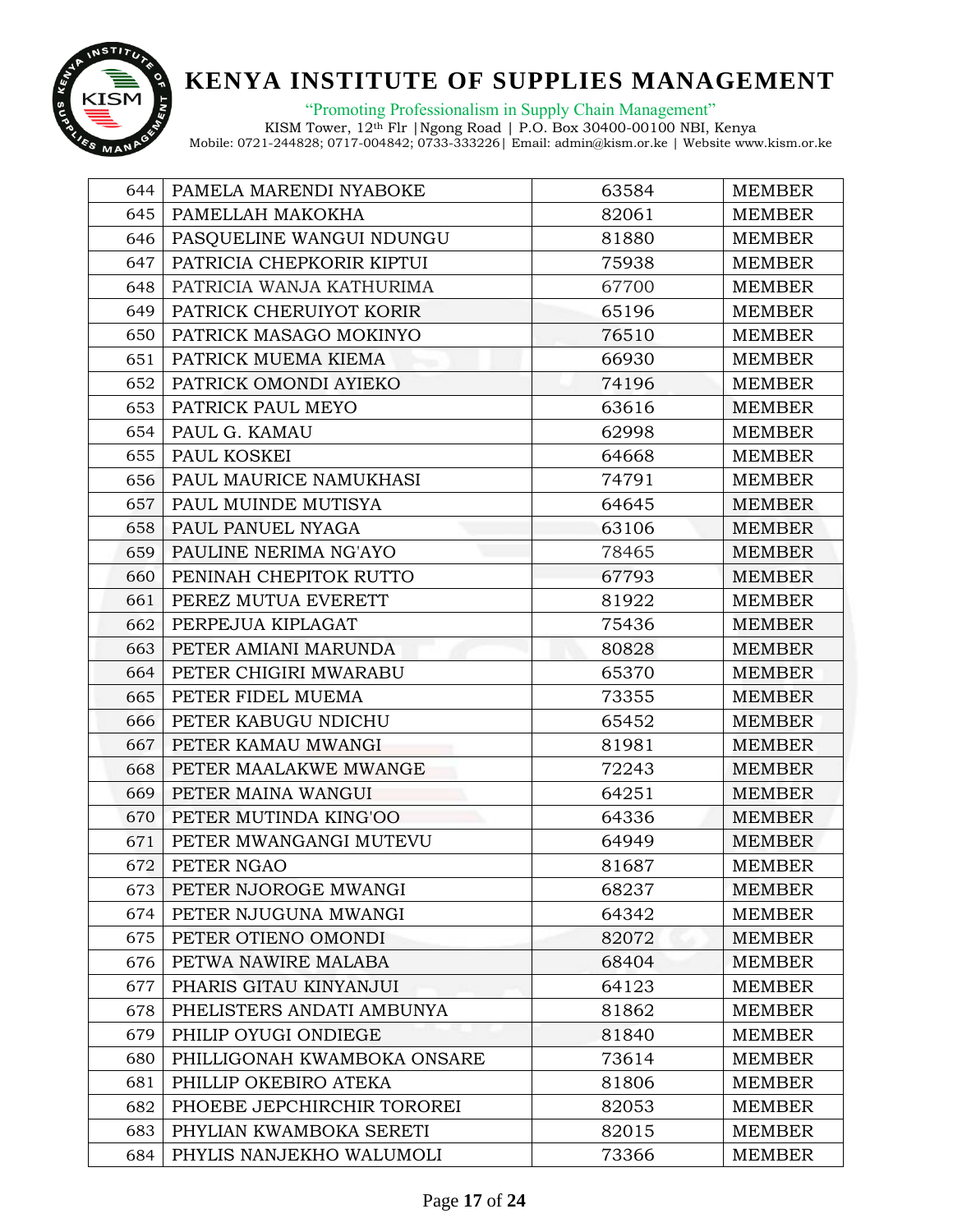# KENYA INSTITUTE OF SUPPLIES MANAGEMENT

"Promoting Professionalism in Supply Chain Management"

KISM Tower, 12th Flr |Ngong Road | P.O. Box 30400-00100 NBI, Kenya

Mobile: 0721-244828; 0717-004842; 0733-333226| Email: admin@kism.or.ke | Website www.kism.or.ke

| | | | |
|---|---|---|---|
| 644 | PAMELA MARENDI NYABOKE | 63584 | MEMBER |
| 645 | PAMELLAH MAKOKHA | 82061 | MEMBER |
| 646 | PASQUELINE WANGUI NDUNGU | 81880 | MEMBER |
| 647 | PATRICIA CHEPKORIR KIPTUI | 75938 | MEMBER |
| 648 | PATRICIA WANJA KATHURIMA | 67700 | MEMBER |
| 649 | PATRICK CHERUIYOT KORIR | 65196 | MEMBER |
| 650 | PATRICK MASAGO MOKINYO | 76510 | MEMBER |
| 651 | PATRICK MUEMA KIEMA | 66930 | MEMBER |
| 652 | PATRICK OMONDI AYIEKO | 74196 | MEMBER |
| 653 | PATRICK PAUL MEYO | 63616 | MEMBER |
| 654 | PAUL G. KAMAU | 62998 | MEMBER |
| 655 | PAUL KOSKEI | 64668 | MEMBER |
| 656 | PAUL MAURICE NAMUKHASI | 74791 | MEMBER |
| 657 | PAUL MUINDE MUTISYA | 64645 | MEMBER |
| 658 | PAUL PANUEL NYAGA | 63106 | MEMBER |
| 659 | PAULINE NERIMA NG'AYO | 78465 | MEMBER |
| 660 | PENINAH CHEPITOK RUTTO | 67793 | MEMBER |
| 661 | PEREZ MUTUA EVERETT | 81922 | MEMBER |
| 662 | PERPEJUA KIPLAGAT | 75436 | MEMBER |
| 663 | PETER AMIANI MARUNDA | 80828 | MEMBER |
| 664 | PETER CHIGIRI MWARABU | 65370 | MEMBER |
| 665 | PETER FIDEL MUEMA | 73355 | MEMBER |
| 666 | PETER KABUGU NDICHU | 65452 | MEMBER |
| 667 | PETER KAMAU MWANGI | 81981 | MEMBER |
| 668 | PETER MAALAKWE MWANGE | 72243 | MEMBER |
| 669 | PETER MAINA WANGUI | 64251 | MEMBER |
| 670 | PETER MUTINDA KING'OO | 64336 | MEMBER |
| 671 | PETER MWANGANGI MUTEVU | 64949 | MEMBER |
| 672 | PETER NGAO | 81687 | MEMBER |
| 673 | PETER NJOROGE MWANGI | 68237 | MEMBER |
| 674 | PETER NJUGUNA MWANGI | 64342 | MEMBER |
| 675 | PETER OTIENO OMONDI | 82072 | MEMBER |
| 676 | PETWA NAWIRE MALABA | 68404 | MEMBER |
| 677 | PHARIS GITAU KINYANJUI | 64123 | MEMBER |
| 678 | PHELISTERS ANDATI AMBUNYA | 81862 | MEMBER |
| 679 | PHILIP OYUGI ONDIEGE | 81840 | MEMBER |
| 680 | PHILLIGONAH KWAMBOKA ONSARE | 73614 | MEMBER |
| 681 | PHILLIP OKEBIRO ATEKA | 81806 | MEMBER |
| 682 | PHOEBE JEPCHIRCHIR TOROREI | 82053 | MEMBER |
| 683 | PHYLIAN KWAMBOKA SERETI | 82015 | MEMBER |
| 684 | PHYLIS NANJEKHO WALUMOLI | 73366 | MEMBER |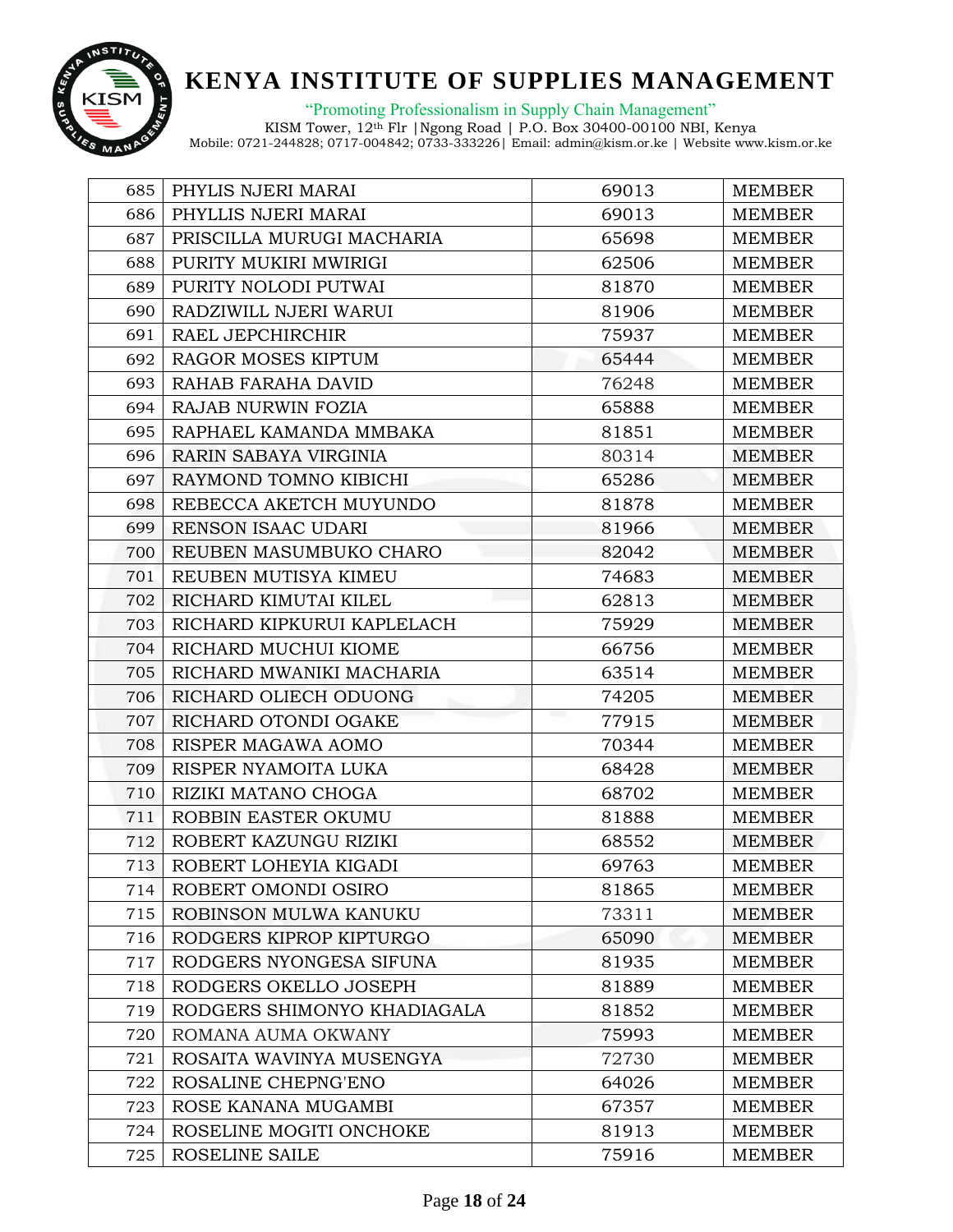# KENYA INSTITUTE OF SUPPLIES MANAGEMENT

"Promoting Professionalism in Supply Chain Management"

KISM Tower, 12th Flr |Ngong Road | P.O. Box 30400-00100 NBI, Kenya
Mobile: 0721-244828; 0717-004842; 0733-333226| Email: admin@kism.or.ke | Website www.kism.or.ke

| | | | |
|---|---|---|---|
| 685 | PHYLIS NJERI MARAI | 69013 | MEMBER |
| 686 | PHYLLIS NJERI MARAI | 69013 | MEMBER |
| 687 | PRISCILLA MURUGI MACHARIA | 65698 | MEMBER |
| 688 | PURITY MUKIRI MWIRIGI | 62506 | MEMBER |
| 689 | PURITY NOLODI PUTWAI | 81870 | MEMBER |
| 690 | RADZIWILL NJERI WARUI | 81906 | MEMBER |
| 691 | RAEL JEPCHIRCHIR | 75937 | MEMBER |
| 692 | RAGOR MOSES KIPTUM | 65444 | MEMBER |
| 693 | RAHAB FARAHA DAVID | 76248 | MEMBER |
| 694 | RAJAB NURWIN FOZIA | 65888 | MEMBER |
| 695 | RAPHAEL KAMANDA MMBAKA | 81851 | MEMBER |
| 696 | RARIN SABAYA VIRGINIA | 80314 | MEMBER |
| 697 | RAYMOND TOMNO KIBICHI | 65286 | MEMBER |
| 698 | REBECCA AKETCH MUYUNDO | 81878 | MEMBER |
| 699 | RENSON ISAAC UDARI | 81966 | MEMBER |
| 700 | REUBEN MASUMBUKO CHARO | 82042 | MEMBER |
| 701 | REUBEN MUTISYA KIMEU | 74683 | MEMBER |
| 702 | RICHARD KIMUTAI KILEL | 62813 | MEMBER |
| 703 | RICHARD KIPKURUI KAPLELACH | 75929 | MEMBER |
| 704 | RICHARD MUCHUI KIOME | 66756 | MEMBER |
| 705 | RICHARD MWANIKI MACHARIA | 63514 | MEMBER |
| 706 | RICHARD OLIECH ODUONG | 74205 | MEMBER |
| 707 | RICHARD OTONDI OGAKE | 77915 | MEMBER |
| 708 | RISPER MAGAWA AOMO | 70344 | MEMBER |
| 709 | RISPER NYAMOITA LUKA | 68428 | MEMBER |
| 710 | RIZIKI MATANO CHOGA | 68702 | MEMBER |
| 711 | ROBBIN EASTER OKUMU | 81888 | MEMBER |
| 712 | ROBERT KAZUNGU RIZIKI | 68552 | MEMBER |
| 713 | ROBERT LOHEYIA KIGADI | 69763 | MEMBER |
| 714 | ROBERT OMONDI OSIRO | 81865 | MEMBER |
| 715 | ROBINSON MULWA KANUKU | 73311 | MEMBER |
| 716 | RODGERS KIPROP KIPTURGO | 65090 | MEMBER |
| 717 | RODGERS NYONGESA SIFUNA | 81935 | MEMBER |
| 718 | RODGERS OKELLO JOSEPH | 81889 | MEMBER |
| 719 | RODGERS SHIMONYO KHADIAGALA | 81852 | MEMBER |
| 720 | ROMANA AUMA OKWANY | 75993 | MEMBER |
| 721 | ROSAITA WAVINYA MUSENGYA | 72730 | MEMBER |
| 722 | ROSALINE CHEPNG'ENO | 64026 | MEMBER |
| 723 | ROSE KANANA MUGAMBI | 67357 | MEMBER |
| 724 | ROSELINE MOGITI ONCHOKE | 81913 | MEMBER |
| 725 | ROSELINE SAILE | 75916 | MEMBER |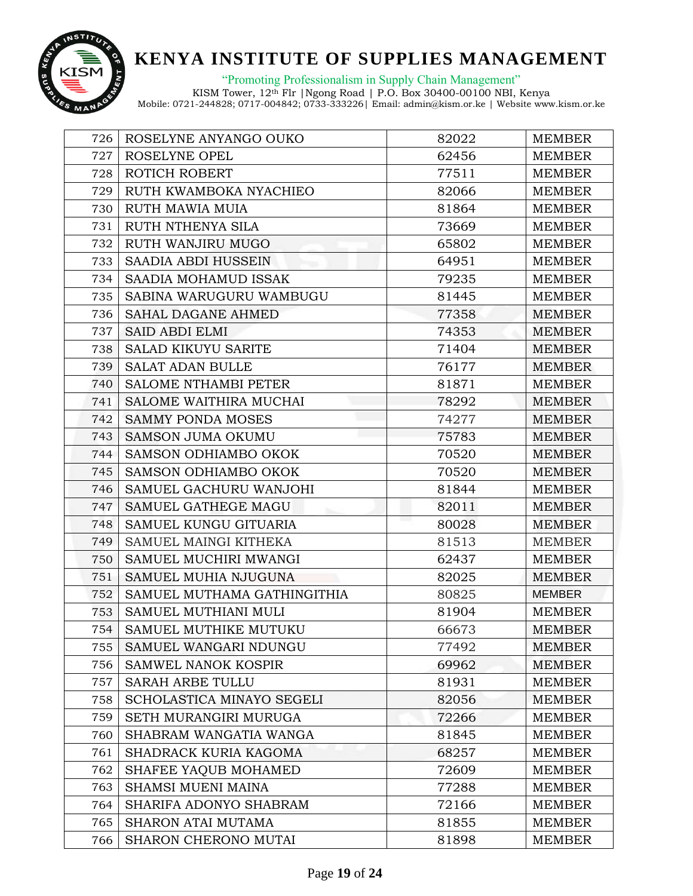| 726 | ROSELYNE ANYANGO OUKO | 82022 | MEMBER |
|---|---|---|---|
| 727 | ROSELYNE OPEL | 62456 | MEMBER |
| 728 | ROTICH ROBERT | 77511 | MEMBER |
| 729 | RUTH KWAMBOKA NYACHIEO | 82066 | MEMBER |
| 730 | RUTH MAWIA MUIA | 81864 | MEMBER |
| 731 | RUTH NTHENYA SILA | 73669 | MEMBER |
| 732 | RUTH WANJIRU MUGO | 65802 | MEMBER |
| 733 | SAADIA ABDI HUSSEIN | 64951 | MEMBER |
| 734 | SAADIA MOHAMUD ISSAK | 79235 | MEMBER |
| 735 | SABINA WARUGURU WAMBUGU | 81445 | MEMBER |
| 736 | SAHAL DAGANE AHMED | 77358 | MEMBER |
| 737 | SAID ABDI ELMI | 74353 | MEMBER |
| 738 | SALAD KIKUYU SARITE | 71404 | MEMBER |
| 739 | SALAT ADAN BULLE | 76177 | MEMBER |
| 740 | SALOME NTHAMBI PETER | 81871 | MEMBER |
| 741 | SALOME WAITHIRA MUCHAI | 78292 | MEMBER |
| 742 | SAMMY PONDA MOSES | 74277 | MEMBER |
| 743 | SAMSON JUMA OKUMU | 75783 | MEMBER |
| 744 | SAMSON ODHIAMBO OKOK | 70520 | MEMBER |
| 745 | SAMSON ODHIAMBO OKOK | 70520 | MEMBER |
| 746 | SAMUEL GACHURU WANJOHI | 81844 | MEMBER |
| 747 | SAMUEL GATHEGE MAGU | 82011 | MEMBER |
| 748 | SAMUEL KUNGU GITUARIA | 80028 | MEMBER |
| 749 | SAMUEL MAINGI KITHEKA | 81513 | MEMBER |
| 750 | SAMUEL MUCHIRI MWANGI | 62437 | MEMBER |
| 751 | SAMUEL MUHIA NJUGUNA | 82025 | MEMBER |
| 752 | SAMUEL MUTHAMA GATHINGITHIA | 80825 | MEMBER |
| 753 | SAMUEL MUTHIANI MULI | 81904 | MEMBER |
| 754 | SAMUEL MUTHIKE MUTUKU | 66673 | MEMBER |
| 755 | SAMUEL WANGARI NDUNGU | 77492 | MEMBER |
| 756 | SAMWEL NANOK KOSPIR | 69962 | MEMBER |
| 757 | SARAH ARBE TULLU | 81931 | MEMBER |
| 758 | SCHOLASTICA MINAYO SEGELI | 82056 | MEMBER |
| 759 | SETH MURANGIRI MURUGA | 72266 | MEMBER |
| 760 | SHABRAM WANGATIA WANGA | 81845 | MEMBER |
| 761 | SHADRACK KURIA KAGOMA | 68257 | MEMBER |
| 762 | SHAFEE YAQUB MOHAMED | 72609 | MEMBER |
| 763 | SHAMSI MUENI MAINA | 77288 | MEMBER |
| 764 | SHARIFA ADONYO SHABRAM | 72166 | MEMBER |
| 765 | SHARON ATAI MUTAMA | 81855 | MEMBER |
| 766 | SHARON CHERONO MUTAI | 81898 | MEMBER |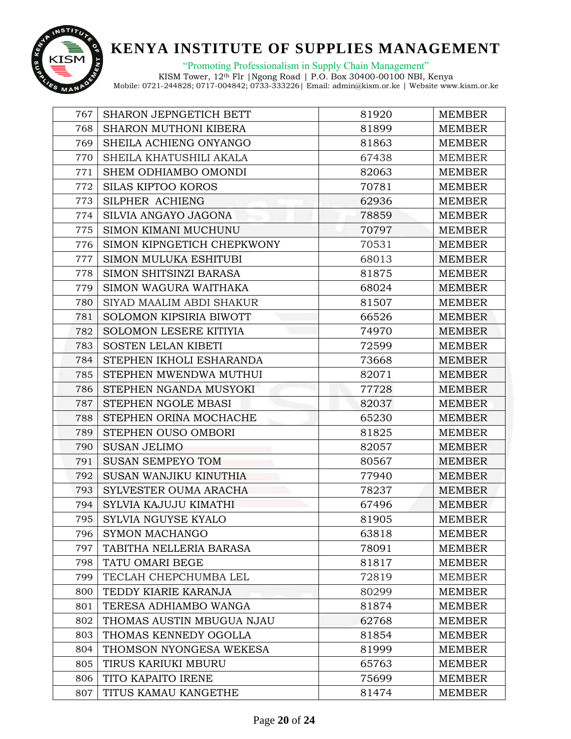# KENYA INSTITUTE OF SUPPLIES MANAGEMENT

"Promoting Professionalism in Supply Chain Management"

KISM Tower, 12th Flr |Ngong Road | P.O. Box 30400-00100 NBI, Kenya
Mobile: 0721-244828; 0717-004842; 0733-333226| Email: admin@kism.or.ke | Website www.kism.or.ke

| | | | |
|---|---|---|---|
| 767 | SHARON JEPNGETICH BETT | 81920 | MEMBER |
| 768 | SHARON MUTHONI KIBERA | 81899 | MEMBER |
| 769 | SHEILA ACHIENG ONYANGO | 81863 | MEMBER |
| 770 | SHEILA KHATUSHILI AKALA | 67438 | MEMBER |
| 771 | SHEM ODHIAMBO OMONDI | 82063 | MEMBER |
| 772 | SILAS KIPTOO KOROS | 70781 | MEMBER |
| 773 | SILPHER ACHIENG | 62936 | MEMBER |
| 774 | SILVIA ANGAYO JAGONA | 78859 | MEMBER |
| 775 | SIMON KIMANI MUCHUNU | 70797 | MEMBER |
| 776 | SIMON KIPNGETICH CHEPKWONY | 70531 | MEMBER |
| 777 | SIMON MULUKA ESHITUBI | 68013 | MEMBER |
| 778 | SIMON SHITSINZI BARASA | 81875 | MEMBER |
| 779 | SIMON WAGURA WAITHAKA | 68024 | MEMBER |
| 780 | SIYAD MAALIM ABDI SHAKUR | 81507 | MEMBER |
| 781 | SOLOMON KIPSIRIA BIWOTT | 66526 | MEMBER |
| 782 | SOLOMON LESERE KITIYIA | 74970 | MEMBER |
| 783 | SOSTEN LELAN KIBETI | 72599 | MEMBER |
| 784 | STEPHEN IKHOLI ESHARANDA | 73668 | MEMBER |
| 785 | STEPHEN MWENDWA MUTHUI | 82071 | MEMBER |
| 786 | STEPHEN NGANDA MUSYOKI | 77728 | MEMBER |
| 787 | STEPHEN NGOLE MBASI | 82037 | MEMBER |
| 788 | STEPHEN ORINA MOCHACHE | 65230 | MEMBER |
| 789 | STEPHEN OUSO OMBORI | 81825 | MEMBER |
| 790 | SUSAN JELIMO | 82057 | MEMBER |
| 791 | SUSAN SEMPEYO TOM | 80567 | MEMBER |
| 792 | SUSAN WANJIKU KINUTHIA | 77940 | MEMBER |
| 793 | SYLVESTER OUMA ARACHA | 78237 | MEMBER |
| 794 | SYLVIA KAJUJU KIMATHI | 67496 | MEMBER |
| 795 | SYLVIA NGUYSE KYALO | 81905 | MEMBER |
| 796 | SYMON MACHANGO | 63818 | MEMBER |
| 797 | TABITHA NELLERIA BARASA | 78091 | MEMBER |
| 798 | TATU OMARI BEGE | 81817 | MEMBER |
| 799 | TECLAH CHEPCHUMBA LEL | 72819 | MEMBER |
| 800 | TEDDY KIARIE KARANJA | 80299 | MEMBER |
| 801 | TERESA ADHIAMBO WANGA | 81874 | MEMBER |
| 802 | THOMAS AUSTIN MBUGUA NJAU | 62768 | MEMBER |
| 803 | THOMAS KENNEDY OGOLLA | 81854 | MEMBER |
| 804 | THOMSON NYONGESA WEKESA | 81999 | MEMBER |
| 805 | TIRUS KARIUKI MBURU | 65763 | MEMBER |
| 806 | TITO KAPAITO IRENE | 75699 | MEMBER |
| 807 | TITUS KAMAU KANGETHE | 81474 | MEMBER |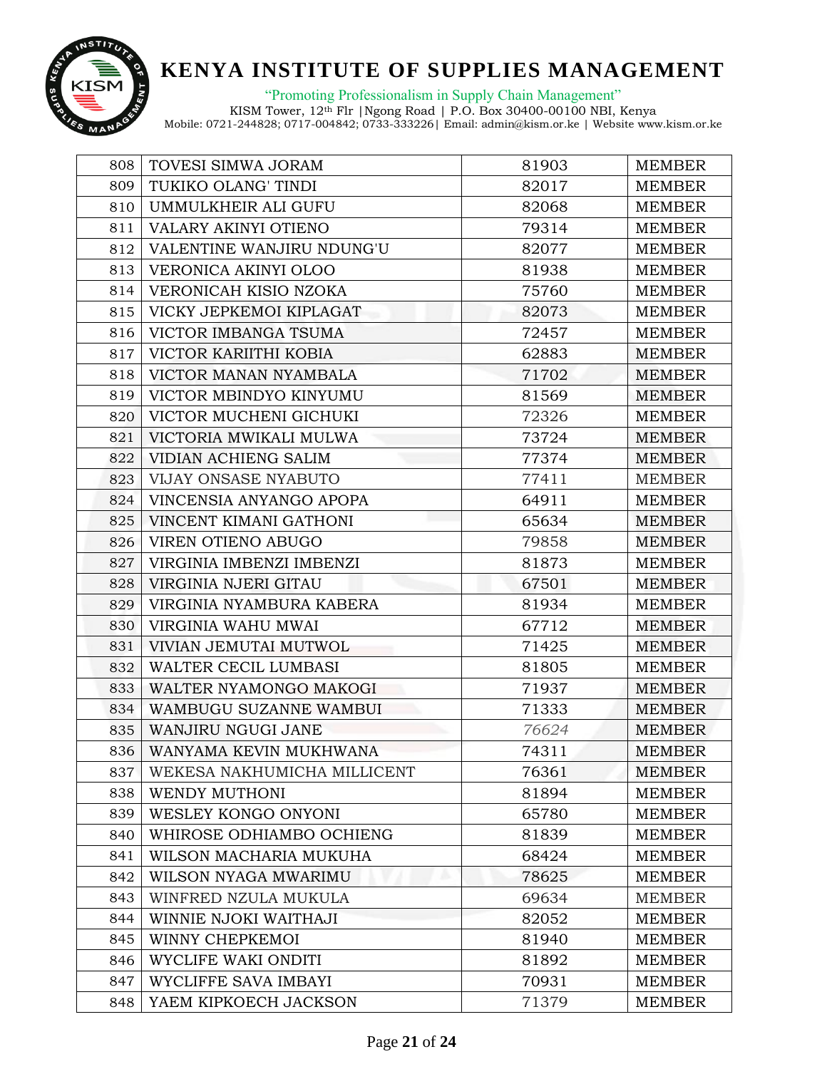| 808 | TOVESI SIMWA JORAM | 81903 | MEMBER |
|---|---|---|---|
| 809 | TUKIKO OLANG' TINDI | 82017 | MEMBER |
| 810 | UMMULKHEIR ALI GUFU | 82068 | MEMBER |
| 811 | VALARY AKINYI OTIENO | 79314 | MEMBER |
| 812 | VALENTINE WANJIRU NDUNG'U | 82077 | MEMBER |
| 813 | VERONICA AKINYI OLOO | 81938 | MEMBER |
| 814 | VERONICAH KISIO NZOKA | 75760 | MEMBER |
| 815 | VICKY JEPKEMOI KIPLAGAT | 82073 | MEMBER |
| 816 | VICTOR IMBANGA TSUMA | 72457 | MEMBER |
| 817 | VICTOR KARIITHI KOBIA | 62883 | MEMBER |
| 818 | VICTOR MANAN NYAMBALA | 71702 | MEMBER |
| 819 | VICTOR MBINDYO KINYUMU | 81569 | MEMBER |
| 820 | VICTOR MUCHENI GICHUKI | 72326 | MEMBER |
| 821 | VICTORIA MWIKALI MULWA | 73724 | MEMBER |
| 822 | VIDIAN ACHIENG SALIM | 77374 | MEMBER |
| 823 | VIJAY ONSASE NYABUTO | 77411 | MEMBER |
| 824 | VINCENSIA ANYANGO APOPA | 64911 | MEMBER |
| 825 | VINCENT KIMANI GATHONI | 65634 | MEMBER |
| 826 | VIREN OTIENO ABUGO | 79858 | MEMBER |
| 827 | VIRGINIA IMBENZI IMBENZI | 81873 | MEMBER |
| 828 | VIRGINIA NJERI GITAU | 67501 | MEMBER |
| 829 | VIRGINIA NYAMBURA KABERA | 81934 | MEMBER |
| 830 | VIRGINIA WAHU MWAI | 67712 | MEMBER |
| 831 | VIVIAN JEMUTAI MUTWOL | 71425 | MEMBER |
| 832 | WALTER CECIL LUMBASI | 81805 | MEMBER |
| 833 | WALTER NYAMONGO MAKOGI | 71937 | MEMBER |
| 834 | WAMBUGU SUZANNE WAMBUI | 71333 | MEMBER |
| 835 | WANJIRU NGUGI JANE | *76624* | MEMBER |
| 836 | WANYAMA KEVIN MUKHWANA | 74311 | MEMBER |
| 837 | WEKESA NAKHUMICHA MILLICENT | 76361 | MEMBER |
| 838 | WENDY MUTHONI | 81894 | MEMBER |
| 839 | WESLEY KONGO ONYONI | 65780 | MEMBER |
| 840 | WHIROSE ODHIAMBO OCHIENG | 81839 | MEMBER |
| 841 | WILSON MACHARIA MUKUHA | 68424 | MEMBER |
| 842 | WILSON NYAGA MWARIMU | 78625 | MEMBER |
| 843 | WINFRED NZULA MUKULA | 69634 | MEMBER |
| 844 | WINNIE NJOKI WAITHAJI | 82052 | MEMBER |
| 845 | WINNY CHEPKEMOI | 81940 | MEMBER |
| 846 | WYCLIFE WAKI ONDITI | 81892 | MEMBER |
| 847 | WYCLIFFE SAVA IMBAYI | 70931 | MEMBER |
| 848 | YAEM KIPKOECH JACKSON | 71379 | MEMBER |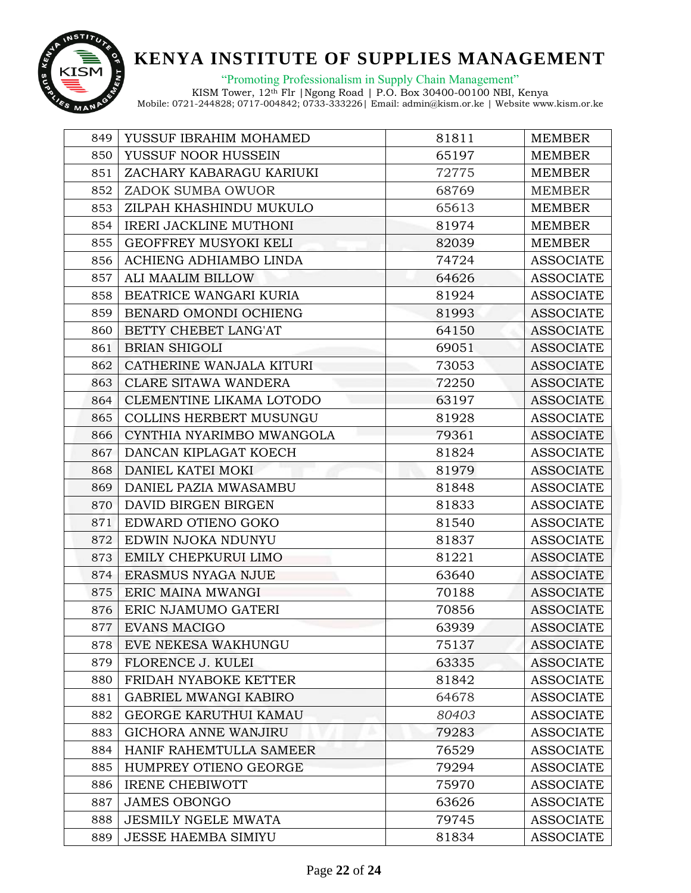# KENYA INSTITUTE OF SUPPLIES MANAGEMENT

"Promoting Professionalism in Supply Chain Management"

KISM Tower, 12th Flr |Ngong Road | P.O. Box 30400-00100 NBI, Kenya
Mobile: 0721-244828; 0717-004842; 0733-333226| Email: admin@kism.or.ke | Website www.kism.or.ke

| | | | |
|---|---|---|---|
| 849 | YUSSUF IBRAHIM MOHAMED | 81811 | MEMBER |
| 850 | YUSSUF NOOR HUSSEIN | 65197 | MEMBER |
| 851 | ZACHARY KABARAGU KARIUKI | 72775 | MEMBER |
| 852 | ZADOK SUMBA OWUOR | 68769 | MEMBER |
| 853 | ZILPAH KHASHINDU MUKULO | 65613 | MEMBER |
| 854 | IRERI JACKLINE MUTHONI | 81974 | MEMBER |
| 855 | GEOFFREY MUSYOKI KELI | 82039 | MEMBER |
| 856 | ACHIENG ADHIAMBO LINDA | 74724 | ASSOCIATE |
| 857 | ALI MAALIM BILLOW | 64626 | ASSOCIATE |
| 858 | BEATRICE WANGARI KURIA | 81924 | ASSOCIATE |
| 859 | BENARD OMONDI OCHIENG | 81993 | ASSOCIATE |
| 860 | BETTY CHEBET LANG'AT | 64150 | ASSOCIATE |
| 861 | BRIAN SHIGOLI | 69051 | ASSOCIATE |
| 862 | CATHERINE WANJALA KITURI | 73053 | ASSOCIATE |
| 863 | CLARE SITAWA WANDERA | 72250 | ASSOCIATE |
| 864 | CLEMENTINE LIKAMA LOTODO | 63197 | ASSOCIATE |
| 865 | COLLINS HERBERT MUSUNGU | 81928 | ASSOCIATE |
| 866 | CYNTHIA NYARIMBO MWANGOLA | 79361 | ASSOCIATE |
| 867 | DANCAN KIPLAGAT KOECH | 81824 | ASSOCIATE |
| 868 | DANIEL KATEI MOKI | 81979 | ASSOCIATE |
| 869 | DANIEL PAZIA MWASAMBU | 81848 | ASSOCIATE |
| 870 | DAVID BIRGEN BIRGEN | 81833 | ASSOCIATE |
| 871 | EDWARD OTIENO GOKO | 81540 | ASSOCIATE |
| 872 | EDWIN NJOKA NDUNYU | 81837 | ASSOCIATE |
| 873 | EMILY CHEPKURUI LIMO | 81221 | ASSOCIATE |
| 874 | ERASMUS NYAGA NJUE | 63640 | ASSOCIATE |
| 875 | ERIC MAINA MWANGI | 70188 | ASSOCIATE |
| 876 | ERIC NJAMUMO GATERI | 70856 | ASSOCIATE |
| 877 | EVANS MACIGO | 63939 | ASSOCIATE |
| 878 | EVE NEKESA WAKHUNGU | 75137 | ASSOCIATE |
| 879 | FLORENCE J. KULEI | 63335 | ASSOCIATE |
| 880 | FRIDAH NYABOKE KETTER | 81842 | ASSOCIATE |
| 881 | GABRIEL MWANGI KABIRO | 64678 | ASSOCIATE |
| 882 | GEORGE KARUTHUI KAMAU | *80403* | ASSOCIATE |
| 883 | GICHORA ANNE WANJIRU | 79283 | ASSOCIATE |
| 884 | HANIF RAHEMTULLA SAMEER | 76529 | ASSOCIATE |
| 885 | HUMPREY OTIENO GEORGE | 79294 | ASSOCIATE |
| 886 | IRENE CHEBIWOTT | 75970 | ASSOCIATE |
| 887 | JAMES OBONGO | 63626 | ASSOCIATE |
| 888 | JESMILY NGELE MWATA | 79745 | ASSOCIATE |
| 889 | JESSE HAEMBA SIMIYU | 81834 | ASSOCIATE |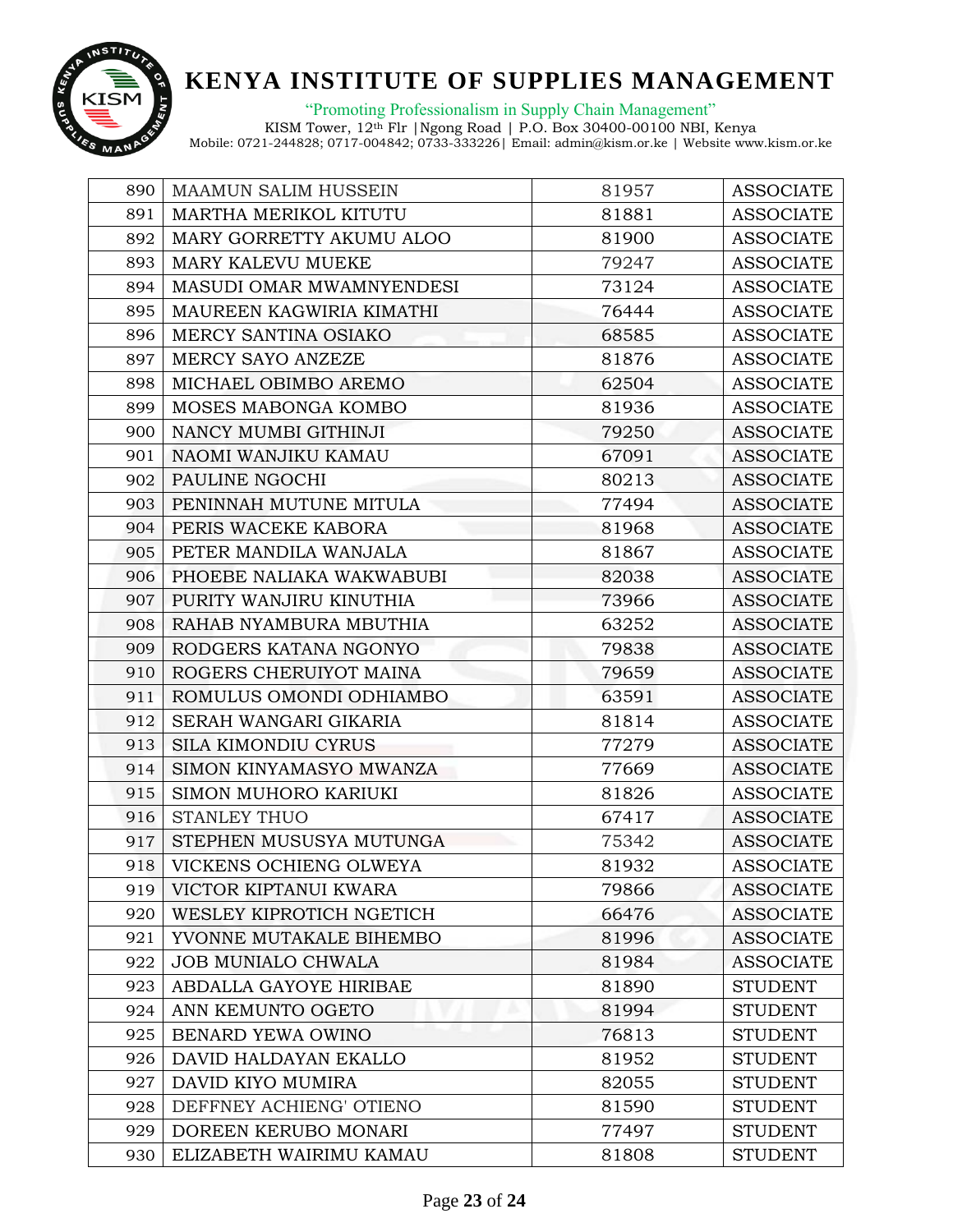# KENYA INSTITUTE OF SUPPLIES MANAGEMENT

"Promoting Professionalism in Supply Chain Management"

KISM Tower, 12th Flr |Ngong Road | P.O. Box 30400-00100 NBI, Kenya
Mobile: 0721-244828; 0717-004842; 0733-333226| Email: admin@kism.or.ke | Website www.kism.or.ke

| | | | |
|---|---|---|---|
| 890 | MAAMUN SALIM HUSSEIN | 81957 | ASSOCIATE |
| 891 | MARTHA MERIKOL KITUTU | 81881 | ASSOCIATE |
| 892 | MARY GORRETTY AKUMU ALOO | 81900 | ASSOCIATE |
| 893 | MARY KALEVU MUEKE | 79247 | ASSOCIATE |
| 894 | MASUDI OMAR MWAMNYENDESI | 73124 | ASSOCIATE |
| 895 | MAUREEN KAGWIRIA KIMATHI | 76444 | ASSOCIATE |
| 896 | MERCY SANTINA OSIAKO | 68585 | ASSOCIATE |
| 897 | MERCY SAYO ANZEZE | 81876 | ASSOCIATE |
| 898 | MICHAEL OBIMBO AREMO | 62504 | ASSOCIATE |
| 899 | MOSES MABONGA KOMBO | 81936 | ASSOCIATE |
| 900 | NANCY MUMBI GITHINJI | 79250 | ASSOCIATE |
| 901 | NAOMI WANJIKU KAMAU | 67091 | ASSOCIATE |
| 902 | PAULINE NGOCHI | 80213 | ASSOCIATE |
| 903 | PENINNAH MUTUNE MITULA | 77494 | ASSOCIATE |
| 904 | PERIS WACEKE KABORA | 81968 | ASSOCIATE |
| 905 | PETER MANDILA WANJALA | 81867 | ASSOCIATE |
| 906 | PHOEBE NALIAKA WAKWABUBI | 82038 | ASSOCIATE |
| 907 | PURITY WANJIRU KINUTHIA | 73966 | ASSOCIATE |
| 908 | RAHAB NYAMBURA MBUTHIA | 63252 | ASSOCIATE |
| 909 | RODGERS KATANA NGONYO | 79838 | ASSOCIATE |
| 910 | ROGERS CHERUIYOT MAINA | 79659 | ASSOCIATE |
| 911 | ROMULUS OMONDI ODHIAMBO | 63591 | ASSOCIATE |
| 912 | SERAH WANGARI GIKARIA | 81814 | ASSOCIATE |
| 913 | SILA KIMONDIU CYRUS | 77279 | ASSOCIATE |
| 914 | SIMON KINYAMASYO MWANZA | 77669 | ASSOCIATE |
| 915 | SIMON MUHORO KARIUKI | 81826 | ASSOCIATE |
| 916 | STANLEY THUO | 67417 | ASSOCIATE |
| 917 | STEPHEN MUSUSYA MUTUNGA | 75342 | ASSOCIATE |
| 918 | VICKENS OCHIENG OLWEYA | 81932 | ASSOCIATE |
| 919 | VICTOR KIPTANUI KWARA | 79866 | ASSOCIATE |
| 920 | WESLEY KIPROTICH NGETICH | 66476 | ASSOCIATE |
| 921 | YVONNE MUTAKALE BIHEMBO | 81996 | ASSOCIATE |
| 922 | JOB MUNIALO CHWALA | 81984 | ASSOCIATE |
| 923 | ABDALLA GAYOYE HIRIBAE | 81890 | STUDENT |
| 924 | ANN KEMUNTO OGETO | 81994 | STUDENT |
| 925 | BENARD YEWA OWINO | 76813 | STUDENT |
| 926 | DAVID HALDAYAN EKALLO | 81952 | STUDENT |
| 927 | DAVID KIYO MUMIRA | 82055 | STUDENT |
| 928 | DEFFNEY ACHIENG' OTIENO | 81590 | STUDENT |
| 929 | DOREEN KERUBO MONARI | 77497 | STUDENT |
| 930 | ELIZABETH WAIRIMU KAMAU | 81808 | STUDENT |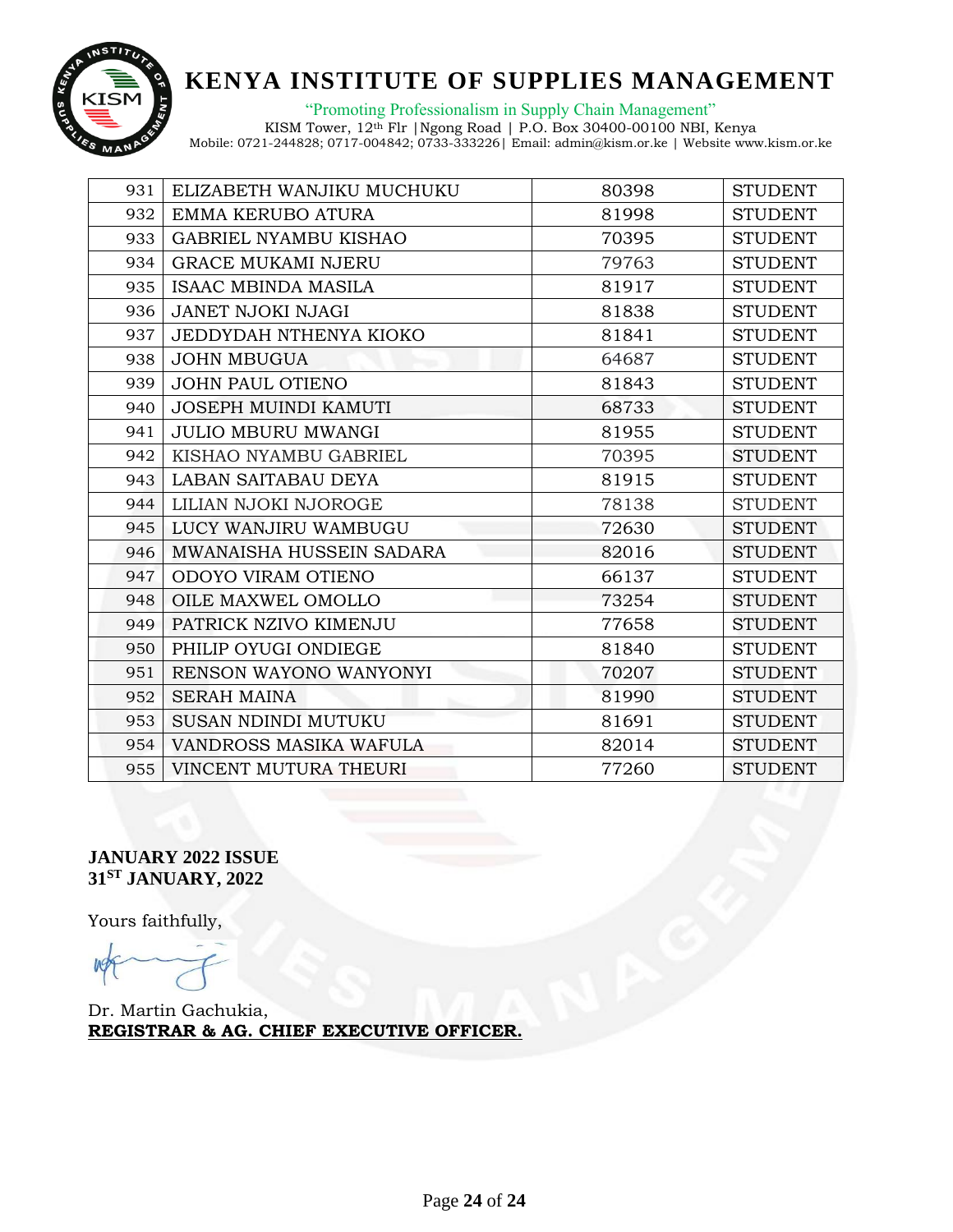| | | | |
|---|---|---|---|
| 931 | ELIZABETH WANJIKU MUCHUKU | 80398 | STUDENT |
| 932 | EMMA KERUBO ATURA | 81998 | STUDENT |
| 933 | GABRIEL NYAMBU KISHAO | 70395 | STUDENT |
| 934 | GRACE MUKAMI NJERU | 79763 | STUDENT |
| 935 | ISAAC MBINDA MASILA | 81917 | STUDENT |
| 936 | JANET NJOKI NJAGI | 81838 | STUDENT |
| 937 | JEDDYDAH NTHENYA KIOKO | 81841 | STUDENT |
| 938 | JOHN MBUGUA | 64687 | STUDENT |
| 939 | JOHN PAUL OTIENO | 81843 | STUDENT |
| 940 | JOSEPH MUINDI KAMUTI | 68733 | STUDENT |
| 941 | JULIO MBURU MWANGI | 81955 | STUDENT |
| 942 | KISHAO NYAMBU GABRIEL | 70395 | STUDENT |
| 943 | LABAN SAITABAU DEYA | 81915 | STUDENT |
| 944 | LILIAN NJOKI NJOROGE | 78138 | STUDENT |
| 945 | LUCY WANJIRU WAMBUGU | 72630 | STUDENT |
| 946 | MWANAISHA HUSSEIN SADARA | 82016 | STUDENT |
| 947 | ODOYO VIRAM OTIENO | 66137 | STUDENT |
| 948 | OILE MAXWEL OMOLLO | 73254 | STUDENT |
| 949 | PATRICK NZIVO KIMENJU | 77658 | STUDENT |
| 950 | PHILIP OYUGI ONDIEGE | 81840 | STUDENT |
| 951 | RENSON WAYONO WANYONYI | 70207 | STUDENT |
| 952 | SERAH MAINA | 81990 | STUDENT |
| 953 | SUSAN NDINDI MUTUKU | 81691 | STUDENT |
| 954 | VANDROSS MASIKA WAFULA | 82014 | STUDENT |
| 955 | VINCENT MUTURA THEURI | 77260 | STUDENT |

**JANUARY 2022 ISSUE**
**31ST JANUARY, 2022**

Yours faithfully,

Dr. Martin Gachukia,
**REGISTRAR & AG. CHIEF EXECUTIVE OFFICER.**